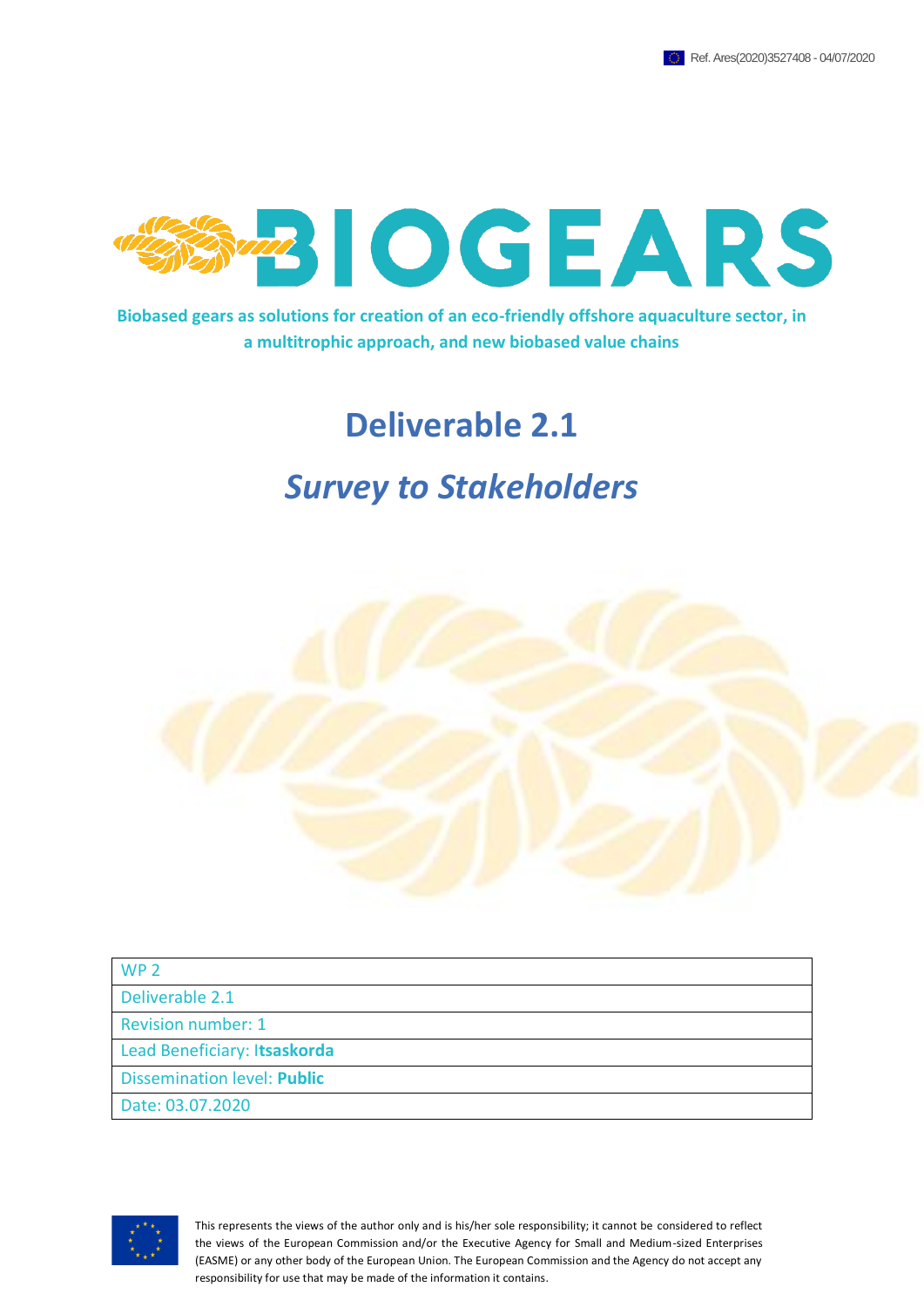Ref. Ares(2020)3527408 - 04/07/2020

# BIOGEARS

**Biobased gears as solutions for creation of an eco-friendly offshore aquaculture sector, in a multitrophic approach, and new biobased value chains**

# Deliverable 2.1

## *Survey to Stakeholders*

| WP 2 |
|---|
| Deliverable 2.1 |
| Revision number: 1 |
| Lead Beneficiary: I**tsaskorda** |
| Dissemination level: **Public** |
| Date: 03.07.2020 |

This represents the views of the author only and is his/her sole responsibility; it cannot be considered to reflect the views of the European Commission and/or the Executive Agency for Small and Medium-sized Enterprises (EASME) or any other body of the European Union. The European Commission and the Agency do not accept any responsibility for use that may be made of the information it contains.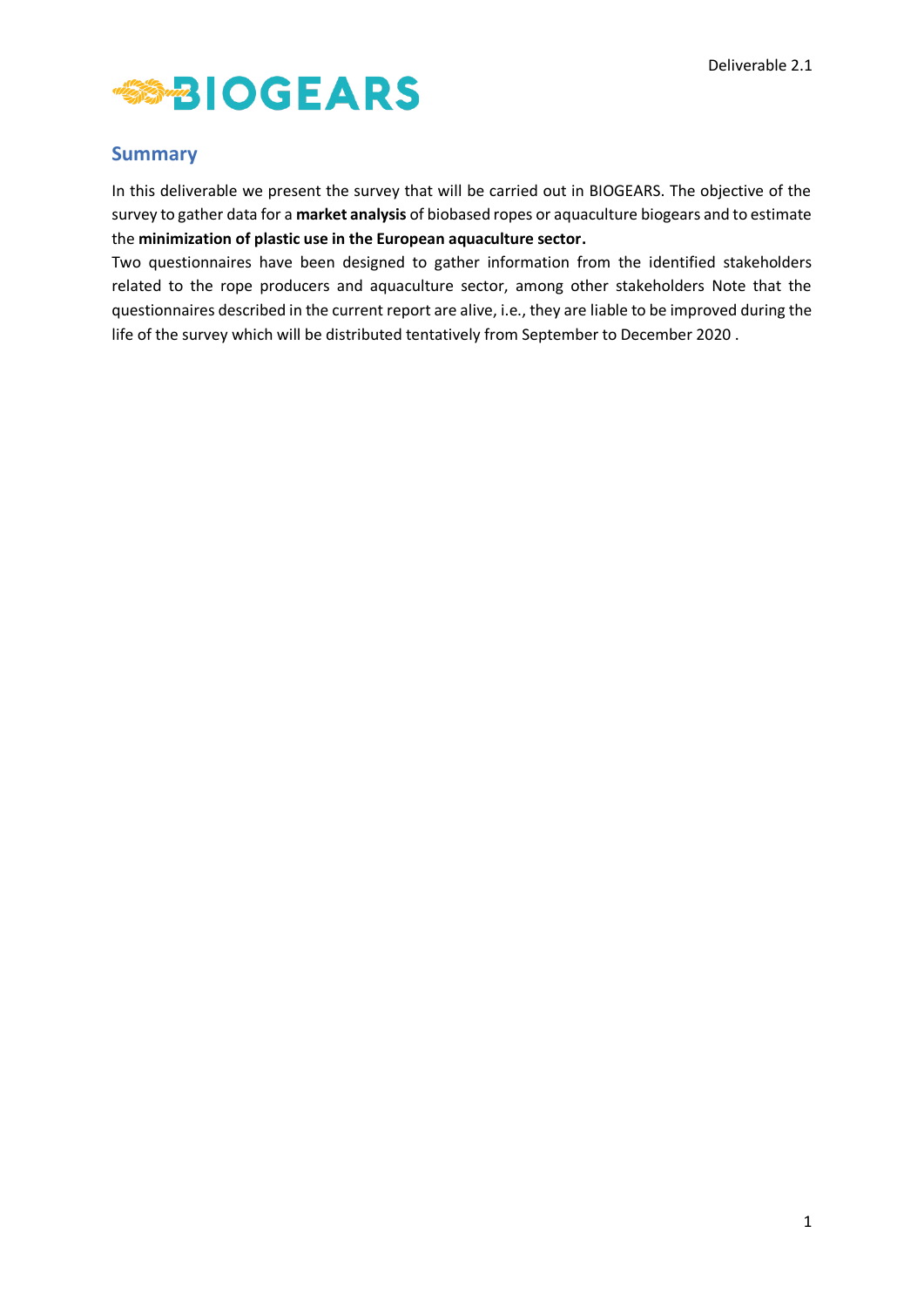## Summary

In this deliverable we present the survey that will be carried out in BIOGEARS. The objective of the survey to gather data for a **market analysis** of biobased ropes or aquaculture biogears and to estimate the **minimization of plastic use in the European aquaculture sector.**

Two questionnaires have been designed to gather information from the identified stakeholders related to the rope producers and aquaculture sector, among other stakeholders Note that the questionnaires described in the current report are alive, i.e., they are liable to be improved during the life of the survey which will be distributed tentatively from September to December 2020 .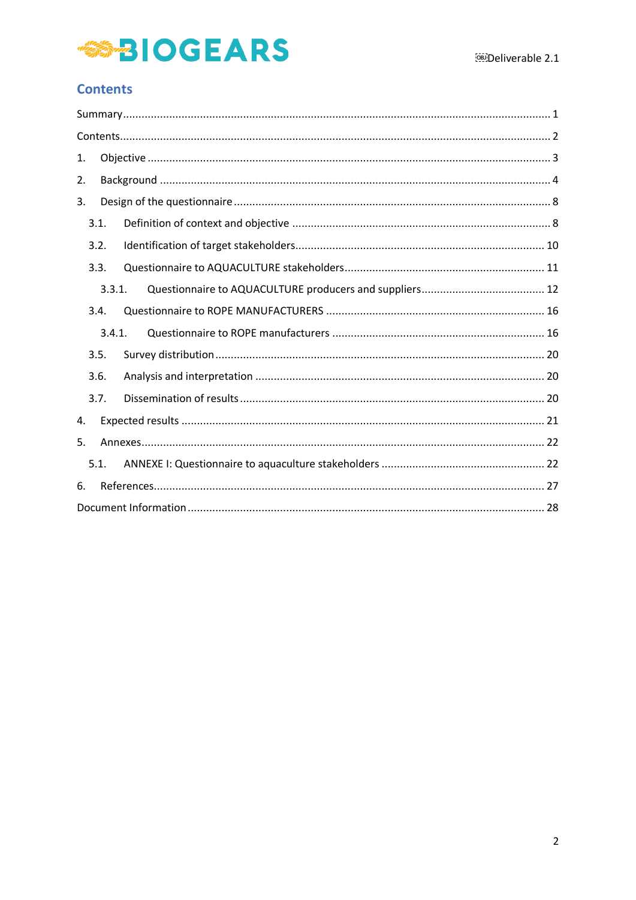## Contents

Summary ........................................................................................................................................ 1

Contents ........................................................................................................................................ 2

1. Objective ................................................................................................................................ 3

2. Background ............................................................................................................................ 4

3. Design of the questionnaire .................................................................................................... 8

   3.1. Definition of context and objective .................................................................................. 8

   3.2. Identification of target stakeholders ............................................................................... 10

   3.3. Questionnaire to AQUACULTURE stakeholders ................................................................ 11

      3.3.1. Questionnaire to AQUACULTURE producers and suppliers ....................................... 12

   3.4. Questionnaire to ROPE MANUFACTURERS ..................................................................... 16

      3.4.1. Questionnaire to ROPE manufacturers ..................................................................... 16

   3.5. Survey distribution ......................................................................................................... 20

   3.6. Analysis and interpretation ............................................................................................ 20

   3.7. Dissemination of results ................................................................................................. 20

4. Expected results ................................................................................................................... 21

5. Annexes ................................................................................................................................ 22

   5.1. ANNEXE I: Questionnaire to aquaculture stakeholders .................................................... 22

6. References ............................................................................................................................ 27

Document Information ................................................................................................................. 28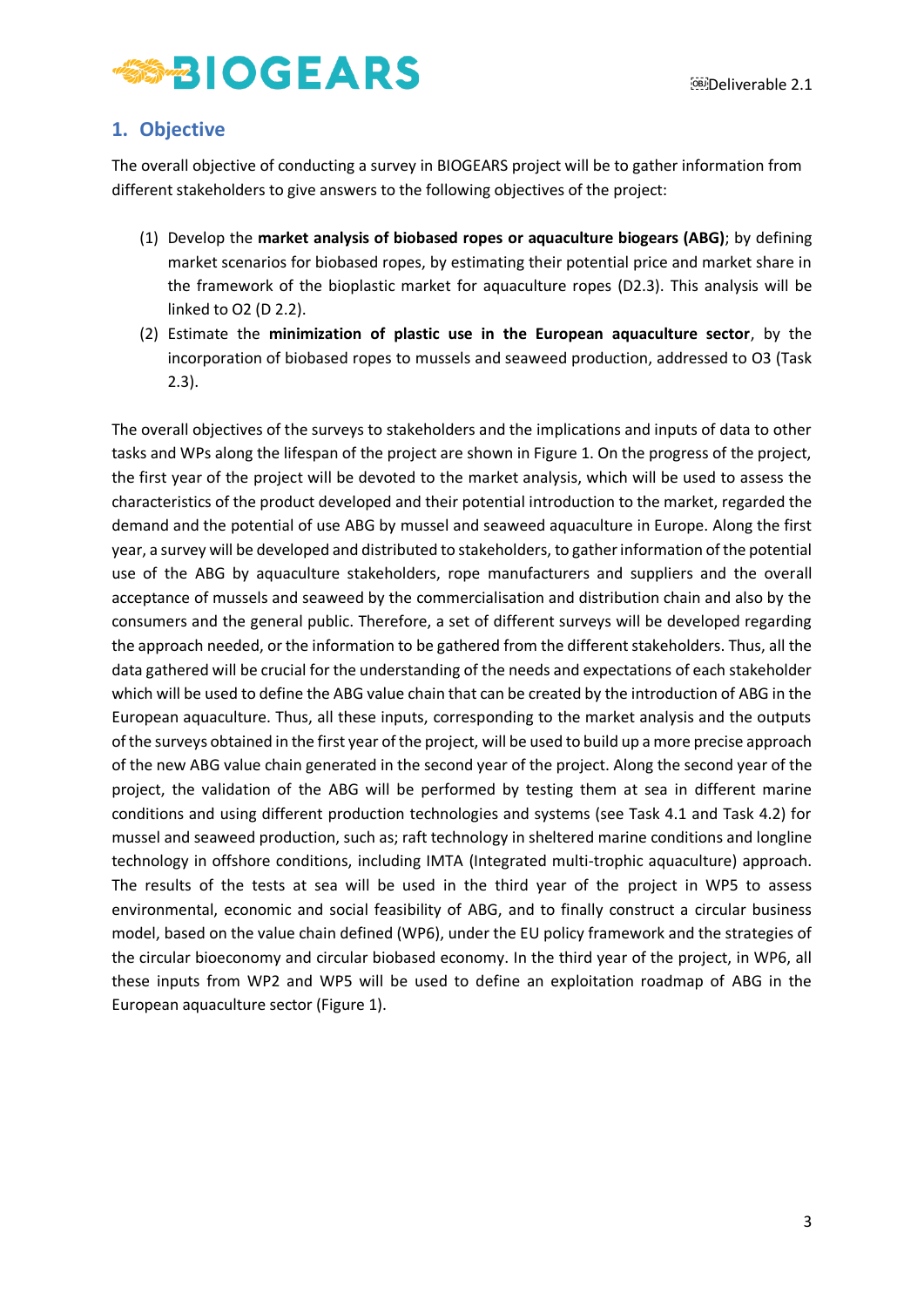## 1. Objective

The overall objective of conducting a survey in BIOGEARS project will be to gather information from different stakeholders to give answers to the following objectives of the project:

(1) Develop the **market analysis of biobased ropes or aquaculture biogears (ABG)**; by defining market scenarios for biobased ropes, by estimating their potential price and market share in the framework of the bioplastic market for aquaculture ropes (D2.3). This analysis will be linked to O2 (D 2.2).

(2) Estimate the **minimization of plastic use in the European aquaculture sector**, by the incorporation of biobased ropes to mussels and seaweed production, addressed to O3 (Task 2.3).

The overall objectives of the surveys to stakeholders and the implications and inputs of data to other tasks and WPs along the lifespan of the project are shown in Figure 1. On the progress of the project, the first year of the project will be devoted to the market analysis, which will be used to assess the characteristics of the product developed and their potential introduction to the market, regarded the demand and the potential of use ABG by mussel and seaweed aquaculture in Europe. Along the first year, a survey will be developed and distributed to stakeholders, to gather information of the potential use of the ABG by aquaculture stakeholders, rope manufacturers and suppliers and the overall acceptance of mussels and seaweed by the commercialisation and distribution chain and also by the consumers and the general public. Therefore, a set of different surveys will be developed regarding the approach needed, or the information to be gathered from the different stakeholders. Thus, all the data gathered will be crucial for the understanding of the needs and expectations of each stakeholder which will be used to define the ABG value chain that can be created by the introduction of ABG in the European aquaculture. Thus, all these inputs, corresponding to the market analysis and the outputs of the surveys obtained in the first year of the project, will be used to build up a more precise approach of the new ABG value chain generated in the second year of the project. Along the second year of the project, the validation of the ABG will be performed by testing them at sea in different marine conditions and using different production technologies and systems (see Task 4.1 and Task 4.2) for mussel and seaweed production, such as; raft technology in sheltered marine conditions and longline technology in offshore conditions, including IMTA (Integrated multi-trophic aquaculture) approach. The results of the tests at sea will be used in the third year of the project in WP5 to assess environmental, economic and social feasibility of ABG, and to finally construct a circular business model, based on the value chain defined (WP6), under the EU policy framework and the strategies of the circular bioeconomy and circular biobased economy. In the third year of the project, in WP6, all these inputs from WP2 and WP5 will be used to define an exploitation roadmap of ABG in the European aquaculture sector (Figure 1).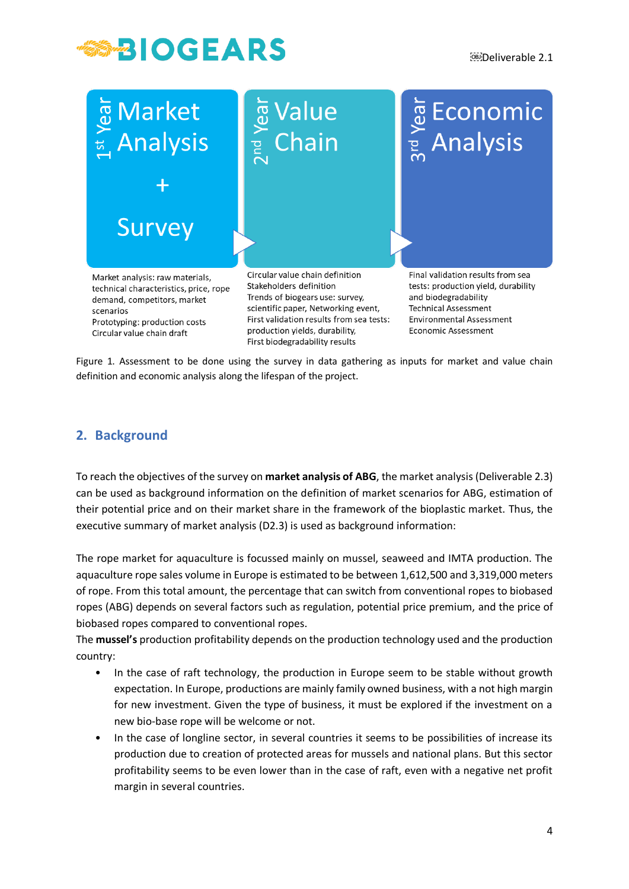| 1st Year Market Analysis + Survey | 2nd Year Value Chain | 3rd Year Economic Analysis |
| --- | --- | --- |
| Market analysis: raw materials, technical characteristics, price, rope demand, competitors, market scenarios<br>Prototyping: production costs<br>Circular value chain draft | Circular value chain definition<br>Stakeholders definition<br>Trends of biogears use: survey, scientific paper, Networking event,<br>First validation results from sea tests: production yields, durability,<br>First biodegradability results | Final validation results from sea tests: production yield, durability and biodegradability<br>Technical Assessment<br>Environmental Assessment<br>Economic Assessment |

Figure 1. Assessment to be done using the survey in data gathering as inputs for market and value chain definition and economic analysis along the lifespan of the project.

## 2. Background

To reach the objectives of the survey on **market analysis of ABG**, the market analysis (Deliverable 2.3) can be used as background information on the definition of market scenarios for ABG, estimation of their potential price and on their market share in the framework of the bioplastic market. Thus, the executive summary of market analysis (D2.3) is used as background information:

The rope market for aquaculture is focussed mainly on mussel, seaweed and IMTA production. The aquaculture rope sales volume in Europe is estimated to be between 1,612,500 and 3,319,000 meters of rope. From this total amount, the percentage that can switch from conventional ropes to biobased ropes (ABG) depends on several factors such as regulation, potential price premium, and the price of biobased ropes compared to conventional ropes.

The **mussel's** production profitability depends on the production technology used and the production country:

- In the case of raft technology, the production in Europe seem to be stable without growth expectation. In Europe, productions are mainly family owned business, with a not high margin for new investment. Given the type of business, it must be explored if the investment on a new bio-base rope will be welcome or not.
- In the case of longline sector, in several countries it seems to be possibilities of increase its production due to creation of protected areas for mussels and national plans. But this sector profitability seems to be even lower than in the case of raft, even with a negative net profit margin in several countries.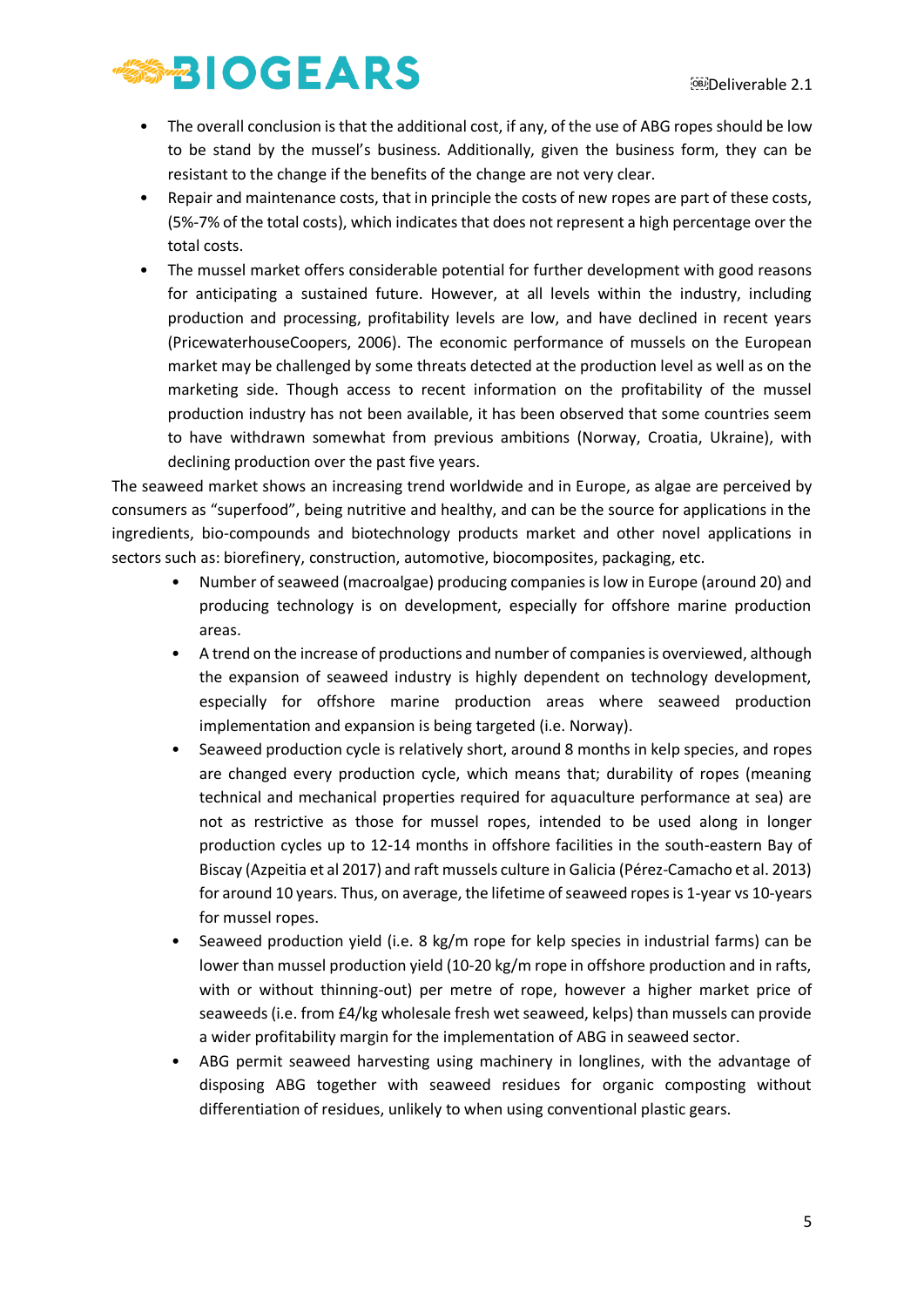- The overall conclusion is that the additional cost, if any, of the use of ABG ropes should be low to be stand by the mussel's business. Additionally, given the business form, they can be resistant to the change if the benefits of the change are not very clear.
- Repair and maintenance costs, that in principle the costs of new ropes are part of these costs, (5%-7% of the total costs), which indicates that does not represent a high percentage over the total costs.
- The mussel market offers considerable potential for further development with good reasons for anticipating a sustained future. However, at all levels within the industry, including production and processing, profitability levels are low, and have declined in recent years (PricewaterhouseCoopers, 2006). The economic performance of mussels on the European market may be challenged by some threats detected at the production level as well as on the marketing side. Though access to recent information on the profitability of the mussel production industry has not been available, it has been observed that some countries seem to have withdrawn somewhat from previous ambitions (Norway, Croatia, Ukraine), with declining production over the past five years.

The seaweed market shows an increasing trend worldwide and in Europe, as algae are perceived by consumers as "superfood", being nutritive and healthy, and can be the source for applications in the ingredients, bio-compounds and biotechnology products market and other novel applications in sectors such as: biorefinery, construction, automotive, biocomposites, packaging, etc.

- Number of seaweed (macroalgae) producing companies is low in Europe (around 20) and producing technology is on development, especially for offshore marine production areas.
- A trend on the increase of productions and number of companies is overviewed, although the expansion of seaweed industry is highly dependent on technology development, especially for offshore marine production areas where seaweed production implementation and expansion is being targeted (i.e. Norway).
- Seaweed production cycle is relatively short, around 8 months in kelp species, and ropes are changed every production cycle, which means that; durability of ropes (meaning technical and mechanical properties required for aquaculture performance at sea) are not as restrictive as those for mussel ropes, intended to be used along in longer production cycles up to 12-14 months in offshore facilities in the south-eastern Bay of Biscay (Azpeitia et al 2017) and raft mussels culture in Galicia (Pérez-Camacho et al. 2013) for around 10 years. Thus, on average, the lifetime of seaweed ropes is 1-year vs 10-years for mussel ropes.
- Seaweed production yield (i.e. 8 kg/m rope for kelp species in industrial farms) can be lower than mussel production yield (10-20 kg/m rope in offshore production and in rafts, with or without thinning-out) per metre of rope, however a higher market price of seaweeds (i.e. from £4/kg wholesale fresh wet seaweed, kelps) than mussels can provide a wider profitability margin for the implementation of ABG in seaweed sector.
- ABG permit seaweed harvesting using machinery in longlines, with the advantage of disposing ABG together with seaweed residues for organic composting without differentiation of residues, unlikely to when using conventional plastic gears.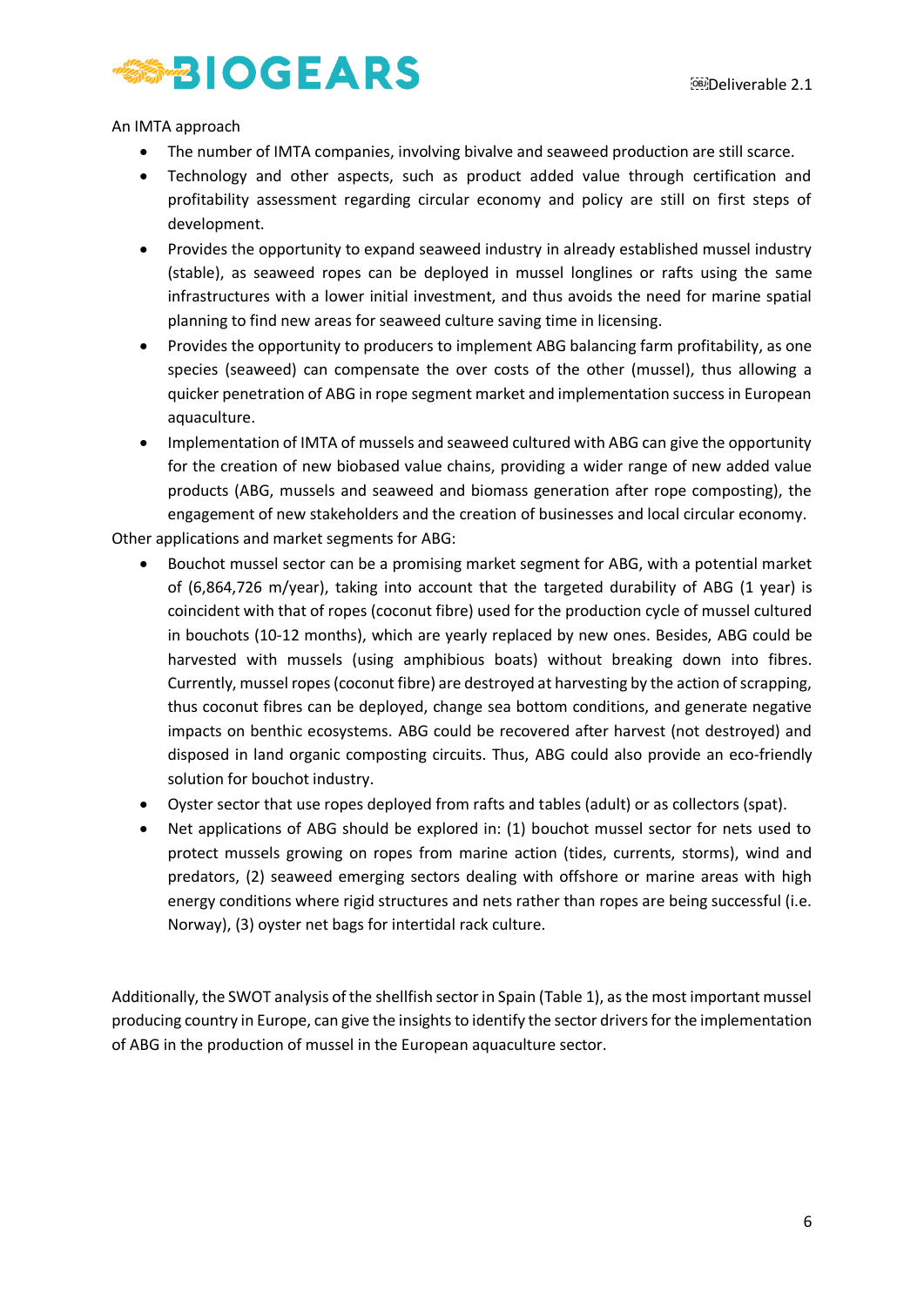An IMTA approach

- The number of IMTA companies, involving bivalve and seaweed production are still scarce.
- Technology and other aspects, such as product added value through certification and profitability assessment regarding circular economy and policy are still on first steps of development.
- Provides the opportunity to expand seaweed industry in already established mussel industry (stable), as seaweed ropes can be deployed in mussel longlines or rafts using the same infrastructures with a lower initial investment, and thus avoids the need for marine spatial planning to find new areas for seaweed culture saving time in licensing.
- Provides the opportunity to producers to implement ABG balancing farm profitability, as one species (seaweed) can compensate the over costs of the other (mussel), thus allowing a quicker penetration of ABG in rope segment market and implementation success in European aquaculture.
- Implementation of IMTA of mussels and seaweed cultured with ABG can give the opportunity for the creation of new biobased value chains, providing a wider range of new added value products (ABG, mussels and seaweed and biomass generation after rope composting), the engagement of new stakeholders and the creation of businesses and local circular economy.

Other applications and market segments for ABG:

- Bouchot mussel sector can be a promising market segment for ABG, with a potential market of (6,864,726 m/year), taking into account that the targeted durability of ABG (1 year) is coincident with that of ropes (coconut fibre) used for the production cycle of mussel cultured in bouchots (10-12 months), which are yearly replaced by new ones. Besides, ABG could be harvested with mussels (using amphibious boats) without breaking down into fibres. Currently, mussel ropes (coconut fibre) are destroyed at harvesting by the action of scrapping, thus coconut fibres can be deployed, change sea bottom conditions, and generate negative impacts on benthic ecosystems. ABG could be recovered after harvest (not destroyed) and disposed in land organic composting circuits. Thus, ABG could also provide an eco-friendly solution for bouchot industry.
- Oyster sector that use ropes deployed from rafts and tables (adult) or as collectors (spat).
- Net applications of ABG should be explored in: (1) bouchot mussel sector for nets used to protect mussels growing on ropes from marine action (tides, currents, storms), wind and predators, (2) seaweed emerging sectors dealing with offshore or marine areas with high energy conditions where rigid structures and nets rather than ropes are being successful (i.e. Norway), (3) oyster net bags for intertidal rack culture.

Additionally, the SWOT analysis of the shellfish sector in Spain (Table 1), as the most important mussel producing country in Europe, can give the insights to identify the sector drivers for the implementation of ABG in the production of mussel in the European aquaculture sector.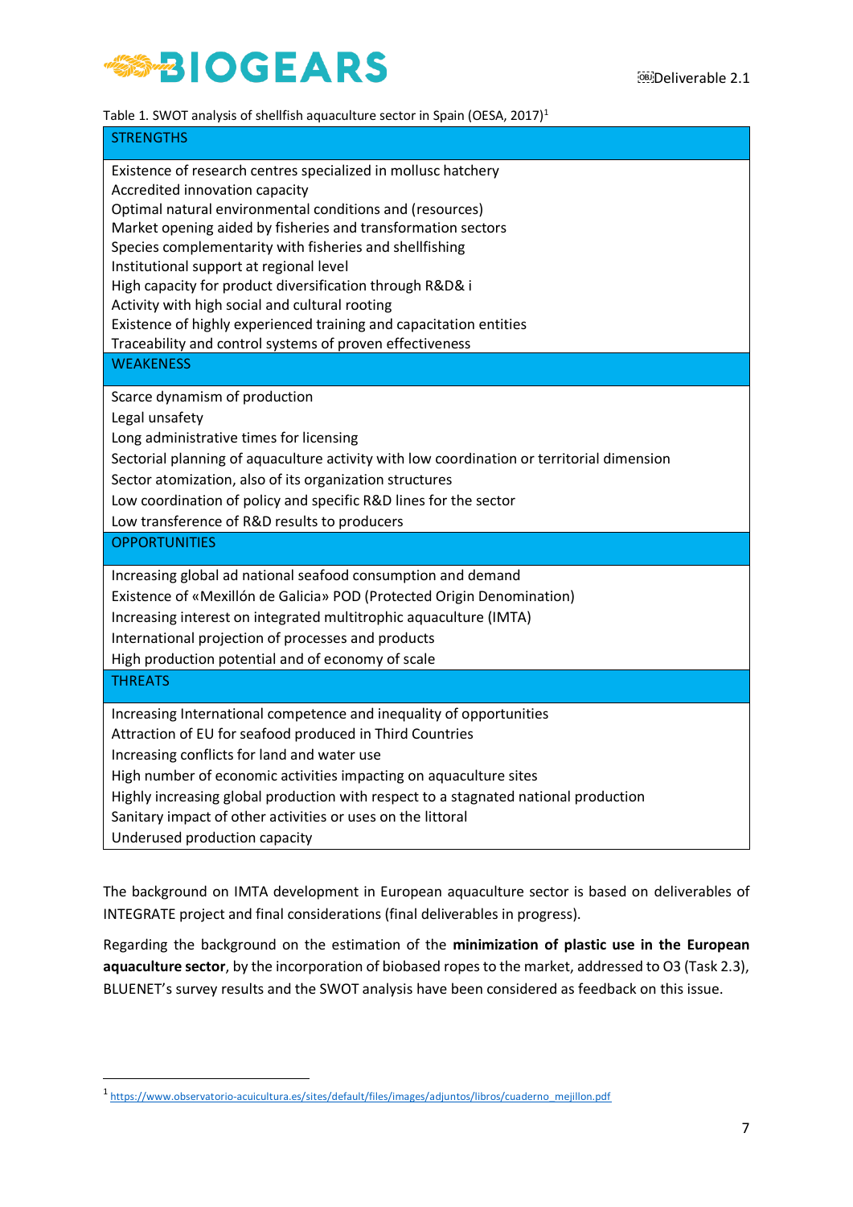Table 1. SWOT analysis of shellfish aquaculture sector in Spain (OESA, 2017)[1]

| STRENGTHS |
|---|
| Existence of research centres specialized in mollusc hatchery<br>Accredited innovation capacity<br>Optimal natural environmental conditions and (resources)<br>Market opening aided by fisheries and transformation sectors<br>Species complementarity with fisheries and shellfishing<br>Institutional support at regional level<br>High capacity for product diversification through R&D& i<br>Activity with high social and cultural rooting<br>Existence of highly experienced training and capacitation entities<br>Traceability and control systems of proven effectiveness |
| **WEAKENESS** |
| Scarce dynamism of production<br>Legal unsafety<br>Long administrative times for licensing<br>Sectorial planning of aquaculture activity with low coordination or territorial dimension<br>Sector atomization, also of its organization structures<br>Low coordination of policy and specific R&D lines for the sector<br>Low transference of R&D results to producers |
| **OPPORTUNITIES** |
| Increasing global ad national seafood consumption and demand<br>Existence of «Mexillón de Galicia» POD (Protected Origin Denomination)<br>Increasing interest on integrated multitrophic aquaculture (IMTA)<br>International projection of processes and products<br>High production potential and of economy of scale |
| **THREATS** |
| Increasing International competence and inequality of opportunities<br>Attraction of EU for seafood produced in Third Countries<br>Increasing conflicts for land and water use<br>High number of economic activities impacting on aquaculture sites<br>Highly increasing global production with respect to a stagnated national production<br>Sanitary impact of other activities or uses on the littoral<br>Underused production capacity |

The background on IMTA development in European aquaculture sector is based on deliverables of INTEGRATE project and final considerations (final deliverables in progress).

Regarding the background on the estimation of the **minimization of plastic use in the European aquaculture sector**, by the incorporation of biobased ropes to the market, addressed to O3 (Task 2.3), BLUENET's survey results and the SWOT analysis have been considered as feedback on this issue.

[1] https://www.observatorio-acuicultura.es/sites/default/files/images/adjuntos/libros/cuaderno_mejillon.pdf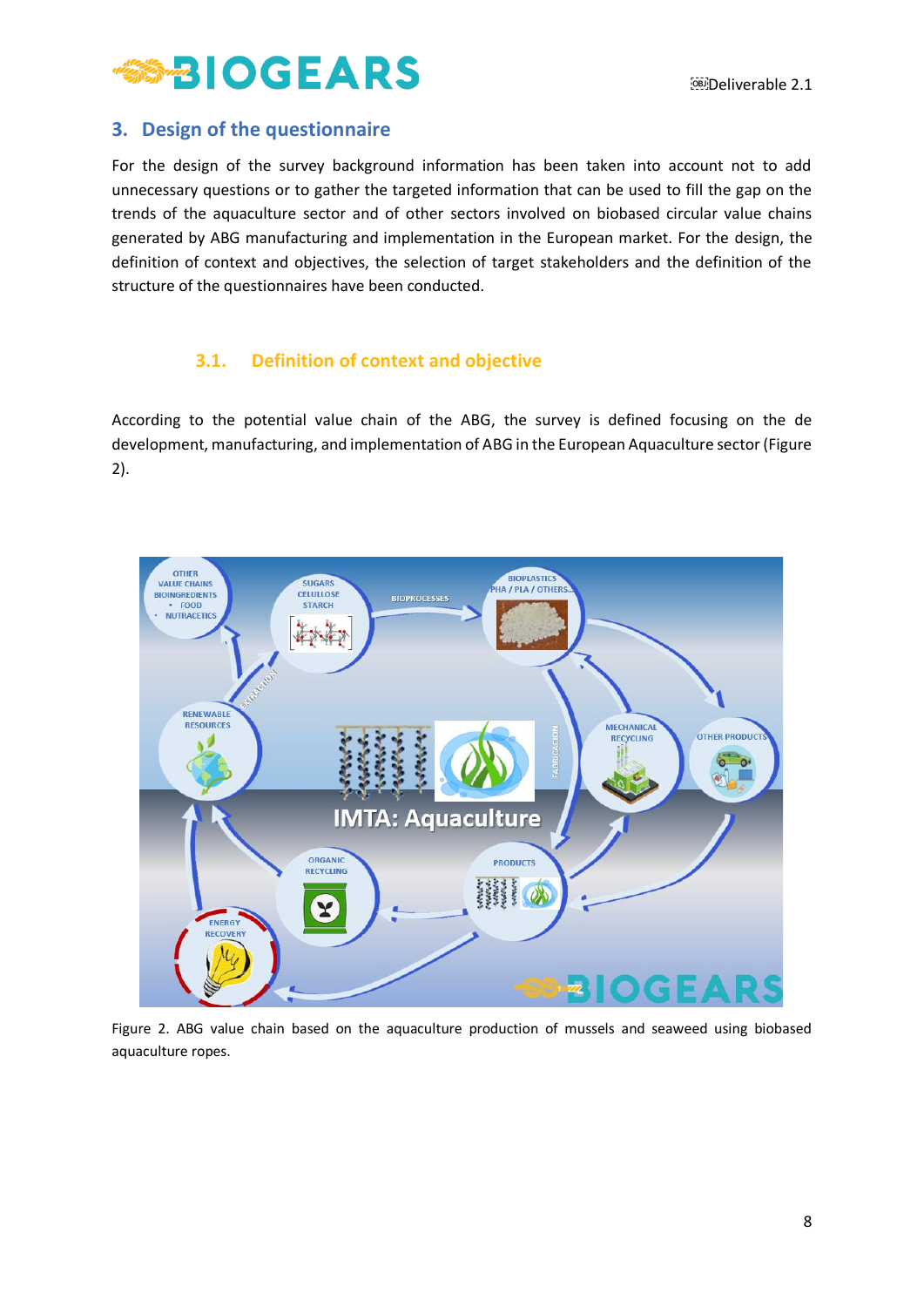## 3. Design of the questionnaire

For the design of the survey background information has been taken into account not to add unnecessary questions or to gather the targeted information that can be used to fill the gap on the trends of the aquaculture sector and of other sectors involved on biobased circular value chains generated by ABG manufacturing and implementation in the European market. For the design, the definition of context and objectives, the selection of target stakeholders and the definition of the structure of the questionnaires have been conducted.

### 3.1. Definition of context and objective

According to the potential value chain of the ABG, the survey is defined focusing on the de development, manufacturing, and implementation of ABG in the European Aquaculture sector (Figure 2).

Figure 2. ABG value chain based on the aquaculture production of mussels and seaweed using biobased aquaculture ropes.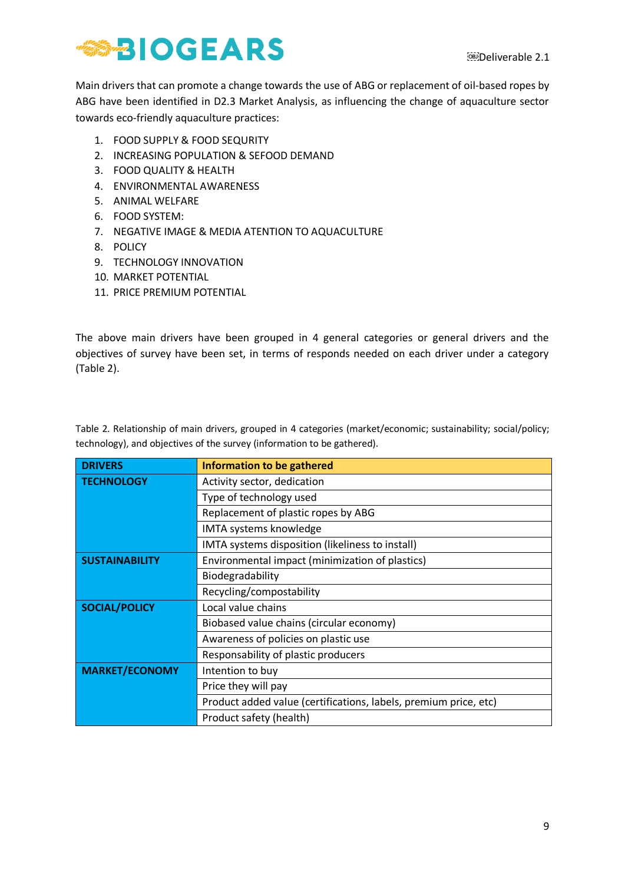Main drivers that can promote a change towards the use of ABG or replacement of oil-based ropes by ABG have been identified in D2.3 Market Analysis, as influencing the change of aquaculture sector towards eco-friendly aquaculture practices:

1. FOOD SUPPLY & FOOD SEQURITY
2. INCREASING POPULATION & SEFOOD DEMAND
3. FOOD QUALITY & HEALTH
4. ENVIRONMENTAL AWARENESS
5. ANIMAL WELFARE
6. FOOD SYSTEM:
7. NEGATIVE IMAGE & MEDIA ATENTION TO AQUACULTURE
8. POLICY
9. TECHNOLOGY INNOVATION
10. MARKET POTENTIAL
11. PRICE PREMIUM POTENTIAL

The above main drivers have been grouped in 4 general categories or general drivers and the objectives of survey have been set, in terms of responds needed on each driver under a category (Table 2).

Table 2. Relationship of main drivers, grouped in 4 categories (market/economic; sustainability; social/policy; technology), and objectives of the survey (information to be gathered).

| DRIVERS | Information to be gathered |
|---|---|
| **TECHNOLOGY** | Activity sector, dedication |
| | Type of technology used |
| | Replacement of plastic ropes by ABG |
| | IMTA systems knowledge |
| | IMTA systems disposition (likeliness to install) |
| **SUSTAINABILITY** | Environmental impact (minimization of plastics) |
| | Biodegradability |
| | Recycling/compostability |
| **SOCIAL/POLICY** | Local value chains |
| | Biobased value chains (circular economy) |
| | Awareness of policies on plastic use |
| | Responsability of plastic producers |
| **MARKET/ECONOMY** | Intention to buy |
| | Price they will pay |
| | Product added value (certifications, labels, premium price, etc) |
| | Product safety (health) |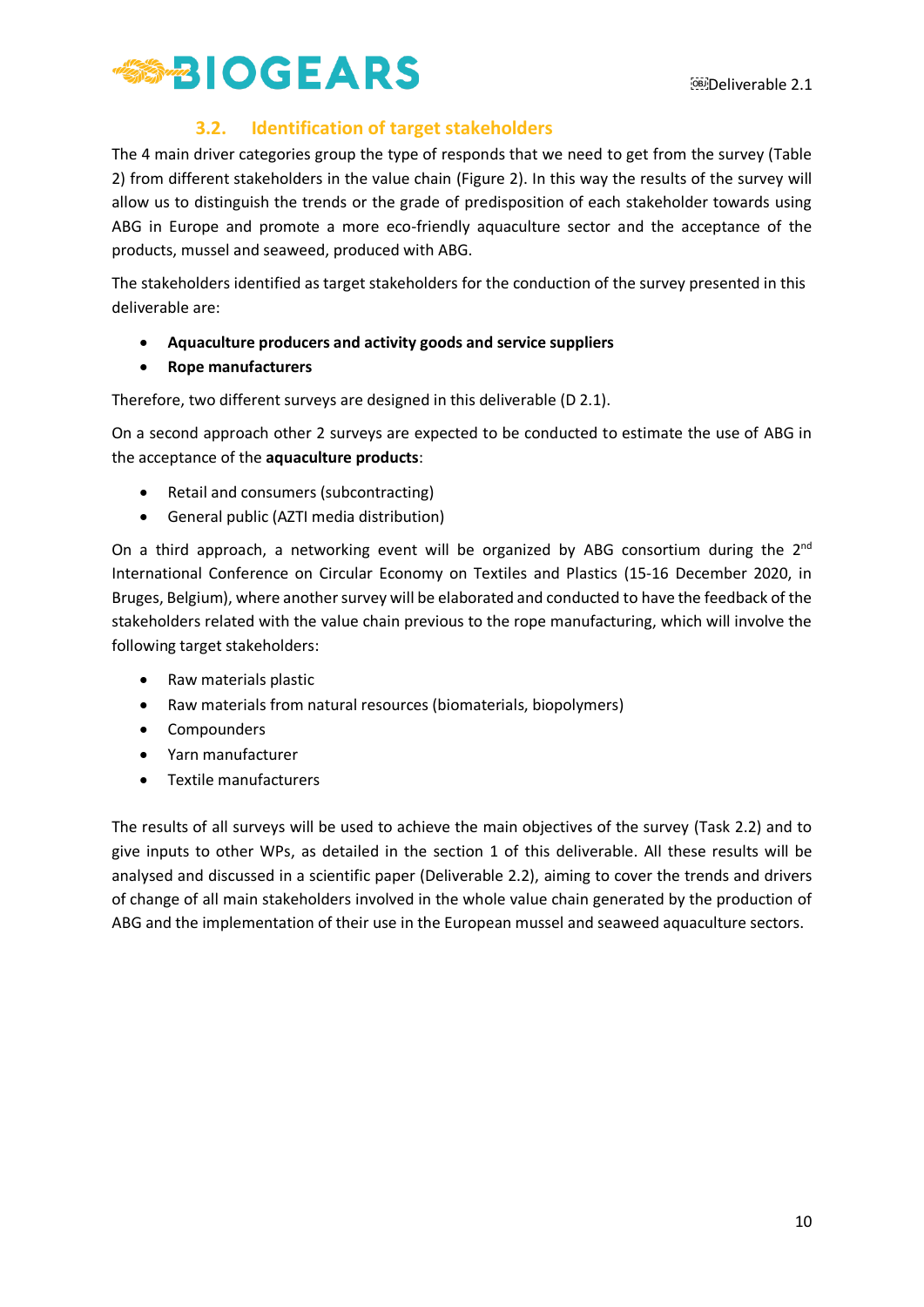## 3.2. Identification of target stakeholders

The 4 main driver categories group the type of responds that we need to get from the survey (Table 2) from different stakeholders in the value chain (Figure 2). In this way the results of the survey will allow us to distinguish the trends or the grade of predisposition of each stakeholder towards using ABG in Europe and promote a more eco-friendly aquaculture sector and the acceptance of the products, mussel and seaweed, produced with ABG.

The stakeholders identified as target stakeholders for the conduction of the survey presented in this deliverable are:

- **Aquaculture producers and activity goods and service suppliers**
- **Rope manufacturers**

Therefore, two different surveys are designed in this deliverable (D 2.1).

On a second approach other 2 surveys are expected to be conducted to estimate the use of ABG in the acceptance of the **aquaculture products**:

- Retail and consumers (subcontracting)
- General public (AZTI media distribution)

On a third approach, a networking event will be organized by ABG consortium during the 2nd International Conference on Circular Economy on Textiles and Plastics (15-16 December 2020, in Bruges, Belgium), where another survey will be elaborated and conducted to have the feedback of the stakeholders related with the value chain previous to the rope manufacturing, which will involve the following target stakeholders:

- Raw materials plastic
- Raw materials from natural resources (biomaterials, biopolymers)
- Compounders
- Yarn manufacturer
- Textile manufacturers

The results of all surveys will be used to achieve the main objectives of the survey (Task 2.2) and to give inputs to other WPs, as detailed in the section 1 of this deliverable. All these results will be analysed and discussed in a scientific paper (Deliverable 2.2), aiming to cover the trends and drivers of change of all main stakeholders involved in the whole value chain generated by the production of ABG and the implementation of their use in the European mussel and seaweed aquaculture sectors.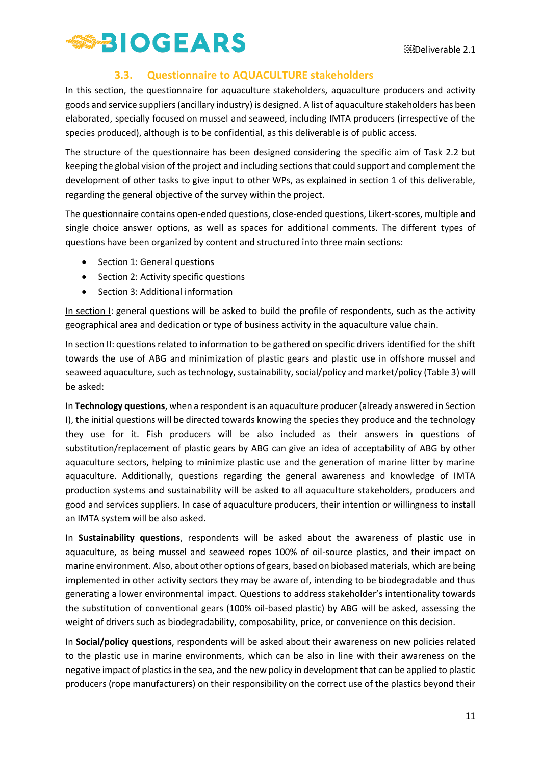### 3.3. Questionnaire to AQUACULTURE stakeholders

In this section, the questionnaire for aquaculture stakeholders, aquaculture producers and activity goods and service suppliers (ancillary industry) is designed. A list of aquaculture stakeholders has been elaborated, specially focused on mussel and seaweed, including IMTA producers (irrespective of the species produced), although is to be confidential, as this deliverable is of public access.

The structure of the questionnaire has been designed considering the specific aim of Task 2.2 but keeping the global vision of the project and including sections that could support and complement the development of other tasks to give input to other WPs, as explained in section 1 of this deliverable, regarding the general objective of the survey within the project.

The questionnaire contains open-ended questions, close-ended questions, Likert-scores, multiple and single choice answer options, as well as spaces for additional comments. The different types of questions have been organized by content and structured into three main sections:

- Section 1: General questions
- Section 2: Activity specific questions
- Section 3: Additional information

<u>In section I</u>: general questions will be asked to build the profile of respondents, such as the activity geographical area and dedication or type of business activity in the aquaculture value chain.

<u>In section II</u>: questions related to information to be gathered on specific drivers identified for the shift towards the use of ABG and minimization of plastic gears and plastic use in offshore mussel and seaweed aquaculture, such as technology, sustainability, social/policy and market/policy (Table 3) will be asked:

In **Technology questions**, when a respondent is an aquaculture producer (already answered in Section I), the initial questions will be directed towards knowing the species they produce and the technology they use for it. Fish producers will be also included as their answers in questions of substitution/replacement of plastic gears by ABG can give an idea of acceptability of ABG by other aquaculture sectors, helping to minimize plastic use and the generation of marine litter by marine aquaculture. Additionally, questions regarding the general awareness and knowledge of IMTA production systems and sustainability will be asked to all aquaculture stakeholders, producers and good and services suppliers. In case of aquaculture producers, their intention or willingness to install an IMTA system will be also asked.

In **Sustainability questions**, respondents will be asked about the awareness of plastic use in aquaculture, as being mussel and seaweed ropes 100% of oil-source plastics, and their impact on marine environment. Also, about other options of gears, based on biobased materials, which are being implemented in other activity sectors they may be aware of, intending to be biodegradable and thus generating a lower environmental impact. Questions to address stakeholder's intentionality towards the substitution of conventional gears (100% oil-based plastic) by ABG will be asked, assessing the weight of drivers such as biodegradability, composability, price, or convenience on this decision.

In **Social/policy questions**, respondents will be asked about their awareness on new policies related to the plastic use in marine environments, which can be also in line with their awareness on the negative impact of plastics in the sea, and the new policy in development that can be applied to plastic producers (rope manufacturers) on their responsibility on the correct use of the plastics beyond their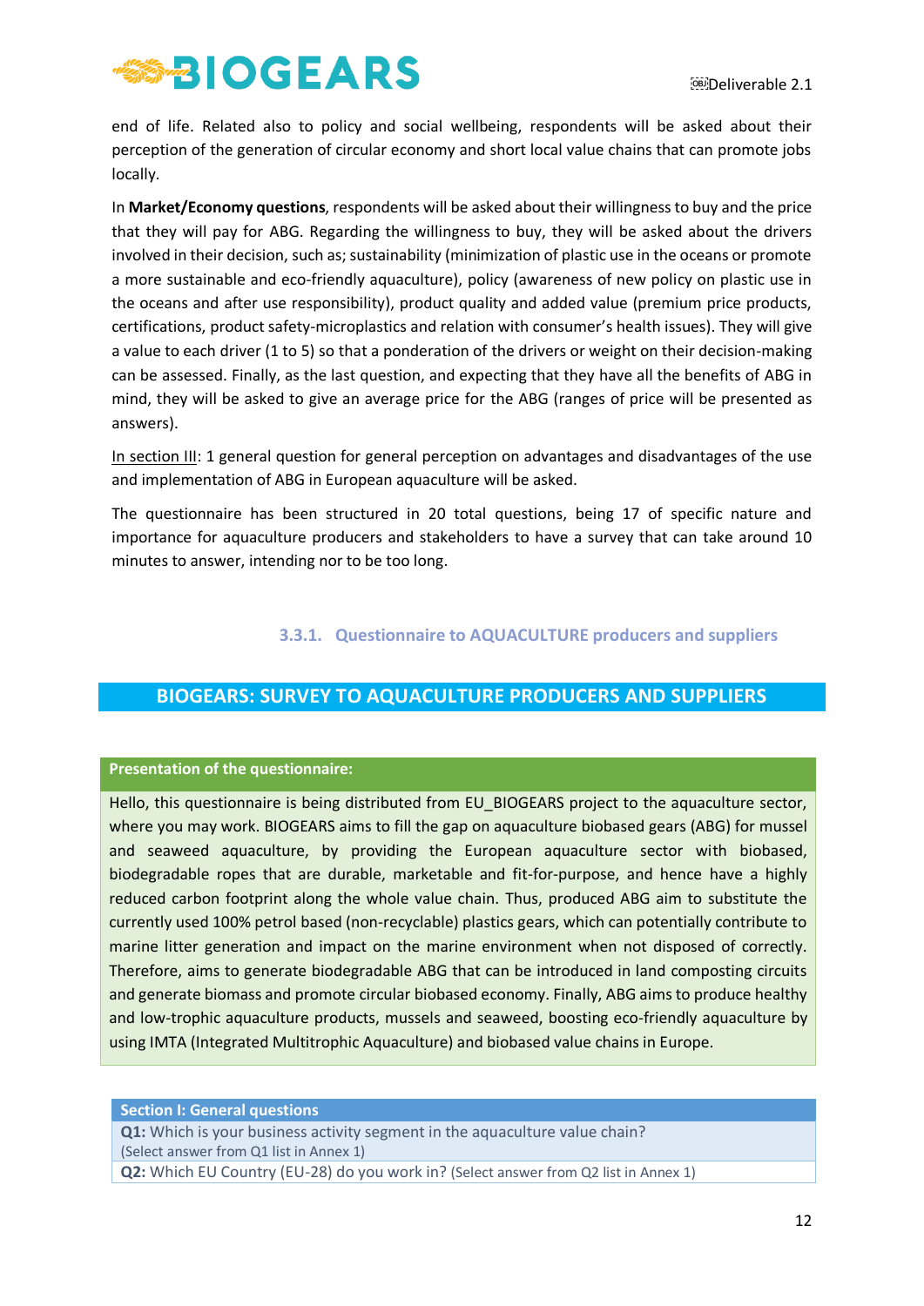end of life. Related also to policy and social wellbeing, respondents will be asked about their perception of the generation of circular economy and short local value chains that can promote jobs locally.

In **Market/Economy questions**, respondents will be asked about their willingness to buy and the price that they will pay for ABG. Regarding the willingness to buy, they will be asked about the drivers involved in their decision, such as; sustainability (minimization of plastic use in the oceans or promote a more sustainable and eco-friendly aquaculture), policy (awareness of new policy on plastic use in the oceans and after use responsibility), product quality and added value (premium price products, certifications, product safety-microplastics and relation with consumer's health issues). They will give a value to each driver (1 to 5) so that a ponderation of the drivers or weight on their decision-making can be assessed. Finally, as the last question, and expecting that they have all the benefits of ABG in mind, they will be asked to give an average price for the ABG (ranges of price will be presented as answers).

In section III: 1 general question for general perception on advantages and disadvantages of the use and implementation of ABG in European aquaculture will be asked.

The questionnaire has been structured in 20 total questions, being 17 of specific nature and importance for aquaculture producers and stakeholders to have a survey that can take around 10 minutes to answer, intending nor to be too long.

### 3.3.1. Questionnaire to AQUACULTURE producers and suppliers

## BIOGEARS: SURVEY TO AQUACULTURE PRODUCERS AND SUPPLIERS

**Presentation of the questionnaire:**

Hello, this questionnaire is being distributed from EU_BIOGEARS project to the aquaculture sector, where you may work. BIOGEARS aims to fill the gap on aquaculture biobased gears (ABG) for mussel and seaweed aquaculture, by providing the European aquaculture sector with biobased, biodegradable ropes that are durable, marketable and fit-for-purpose, and hence have a highly reduced carbon footprint along the whole value chain. Thus, produced ABG aim to substitute the currently used 100% petrol based (non-recyclable) plastics gears, which can potentially contribute to marine litter generation and impact on the marine environment when not disposed of correctly. Therefore, aims to generate biodegradable ABG that can be introduced in land composting circuits and generate biomass and promote circular biobased economy. Finally, ABG aims to produce healthy and low-trophic aquaculture products, mussels and seaweed, boosting eco-friendly aquaculture by using IMTA (Integrated Multitrophic Aquaculture) and biobased value chains in Europe.

| Section I: General questions |
|---|
| **Q1:** Which is your business activity segment in the aquaculture value chain? (Select answer from Q1 list in Annex 1) |
| **Q2:** Which EU Country (EU-28) do you work in? (Select answer from Q2 list in Annex 1) |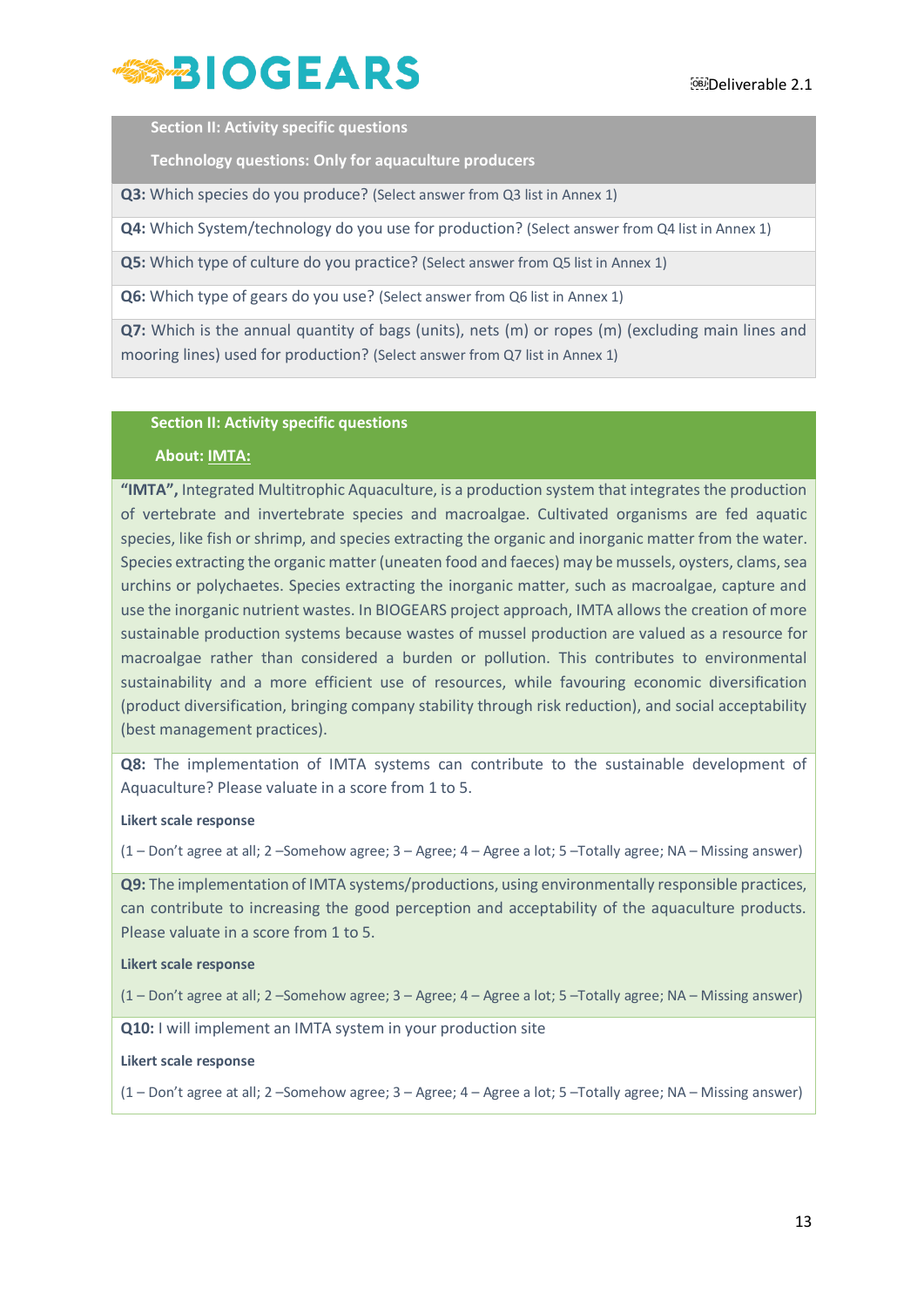**Section II: Activity specific questions**

**Technology questions: Only for aquaculture producers**

**Q3:** Which species do you produce? (Select answer from Q3 list in Annex 1)

**Q4:** Which System/technology do you use for production? (Select answer from Q4 list in Annex 1)

**Q5:** Which type of culture do you practice? (Select answer from Q5 list in Annex 1)

**Q6:** Which type of gears do you use? (Select answer from Q6 list in Annex 1)

**Q7:** Which is the annual quantity of bags (units), nets (m) or ropes (m) (excluding main lines and mooring lines) used for production? (Select answer from Q7 list in Annex 1)

**Section II: Activity specific questions**

**About: IMTA:**

**"IMTA",** Integrated Multitrophic Aquaculture, is a production system that integrates the production of vertebrate and invertebrate species and macroalgae. Cultivated organisms are fed aquatic species, like fish or shrimp, and species extracting the organic and inorganic matter from the water. Species extracting the organic matter (uneaten food and faeces) may be mussels, oysters, clams, sea urchins or polychaetes. Species extracting the inorganic matter, such as macroalgae, capture and use the inorganic nutrient wastes. In BIOGEARS project approach, IMTA allows the creation of more sustainable production systems because wastes of mussel production are valued as a resource for macroalgae rather than considered a burden or pollution. This contributes to environmental sustainability and a more efficient use of resources, while favouring economic diversification (product diversification, bringing company stability through risk reduction), and social acceptability (best management practices).

**Q8:** The implementation of IMTA systems can contribute to the sustainable development of Aquaculture? Please valuate in a score from 1 to 5.

**Likert scale response**

(1 – Don't agree at all; 2 –Somehow agree; 3 – Agree; 4 – Agree a lot; 5 –Totally agree; NA – Missing answer)

**Q9:** The implementation of IMTA systems/productions, using environmentally responsible practices, can contribute to increasing the good perception and acceptability of the aquaculture products. Please valuate in a score from 1 to 5.

**Likert scale response**

(1 – Don't agree at all; 2 –Somehow agree; 3 – Agree; 4 – Agree a lot; 5 –Totally agree; NA – Missing answer)

**Q10:** I will implement an IMTA system in your production site

**Likert scale response**

(1 – Don't agree at all; 2 –Somehow agree; 3 – Agree; 4 – Agree a lot; 5 –Totally agree; NA – Missing answer)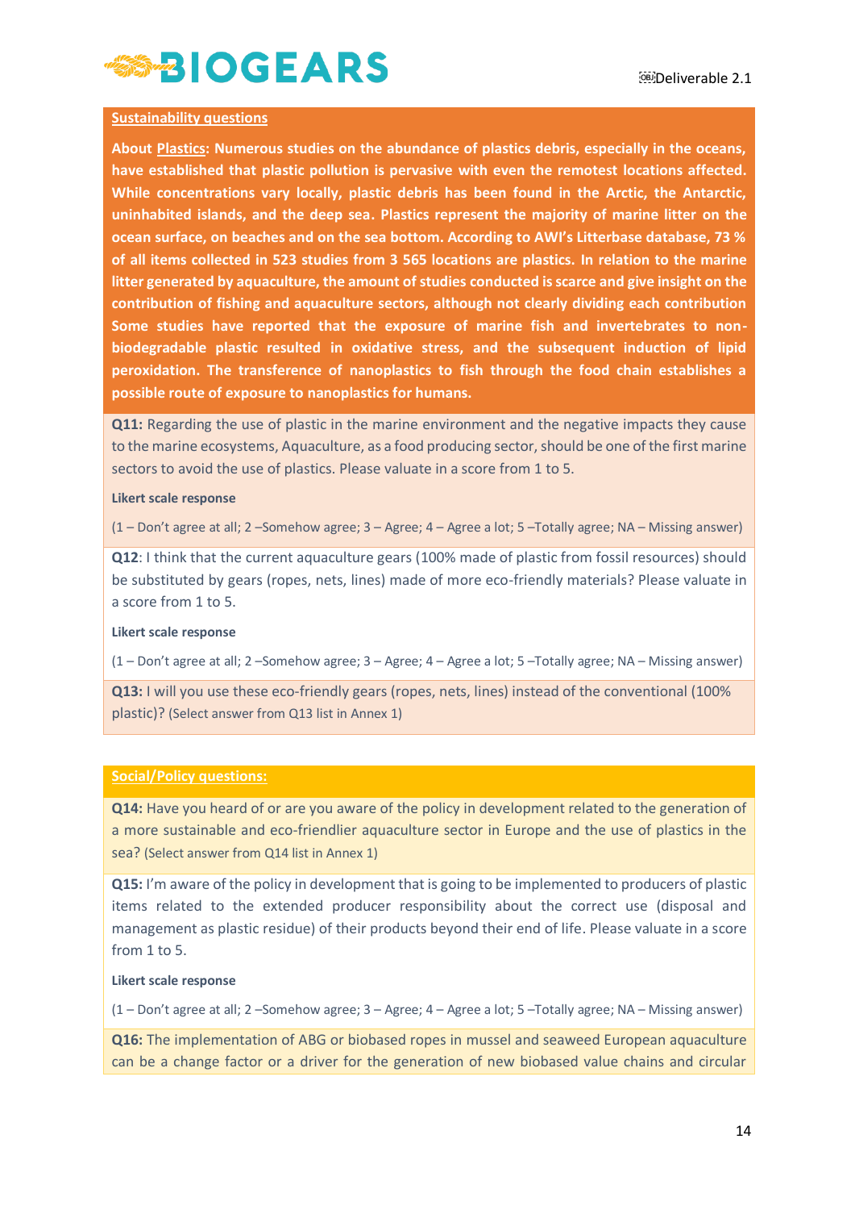**Sustainability questions**

**About Plastics: Numerous studies on the abundance of plastics debris, especially in the oceans, have established that plastic pollution is pervasive with even the remotest locations affected. While concentrations vary locally, plastic debris has been found in the Arctic, the Antarctic, uninhabited islands, and the deep sea. Plastics represent the majority of marine litter on the ocean surface, on beaches and on the sea bottom. According to AWI's Litterbase database, 73 % of all items collected in 523 studies from 3 565 locations are plastics. In relation to the marine litter generated by aquaculture, the amount of studies conducted is scarce and give insight on the contribution of fishing and aquaculture sectors, although not clearly dividing each contribution Some studies have reported that the exposure of marine fish and invertebrates to non-biodegradable plastic resulted in oxidative stress, and the subsequent induction of lipid peroxidation. The transference of nanoplastics to fish through the food chain establishes a possible route of exposure to nanoplastics for humans.**

**Q11:** Regarding the use of plastic in the marine environment and the negative impacts they cause to the marine ecosystems, Aquaculture, as a food producing sector, should be one of the first marine sectors to avoid the use of plastics. Please valuate in a score from 1 to 5.

**Likert scale response**

(1 – Don't agree at all; 2 –Somehow agree; 3 – Agree; 4 – Agree a lot; 5 –Totally agree; NA – Missing answer)

**Q12**: I think that the current aquaculture gears (100% made of plastic from fossil resources) should be substituted by gears (ropes, nets, lines) made of more eco-friendly materials? Please valuate in a score from 1 to 5.

**Likert scale response**

(1 – Don't agree at all; 2 –Somehow agree; 3 – Agree; 4 – Agree a lot; 5 –Totally agree; NA – Missing answer)

**Q13:** I will you use these eco-friendly gears (ropes, nets, lines) instead of the conventional (100% plastic)? (Select answer from Q13 list in Annex 1)

**Social/Policy questions:**

**Q14:** Have you heard of or are you aware of the policy in development related to the generation of a more sustainable and eco-friendlier aquaculture sector in Europe and the use of plastics in the sea? (Select answer from Q14 list in Annex 1)

**Q15:** I'm aware of the policy in development that is going to be implemented to producers of plastic items related to the extended producer responsibility about the correct use (disposal and management as plastic residue) of their products beyond their end of life. Please valuate in a score from 1 to 5.

**Likert scale response**

(1 – Don't agree at all; 2 –Somehow agree; 3 – Agree; 4 – Agree a lot; 5 –Totally agree; NA – Missing answer)

**Q16:** The implementation of ABG or biobased ropes in mussel and seaweed European aquaculture can be a change factor or a driver for the generation of new biobased value chains and circular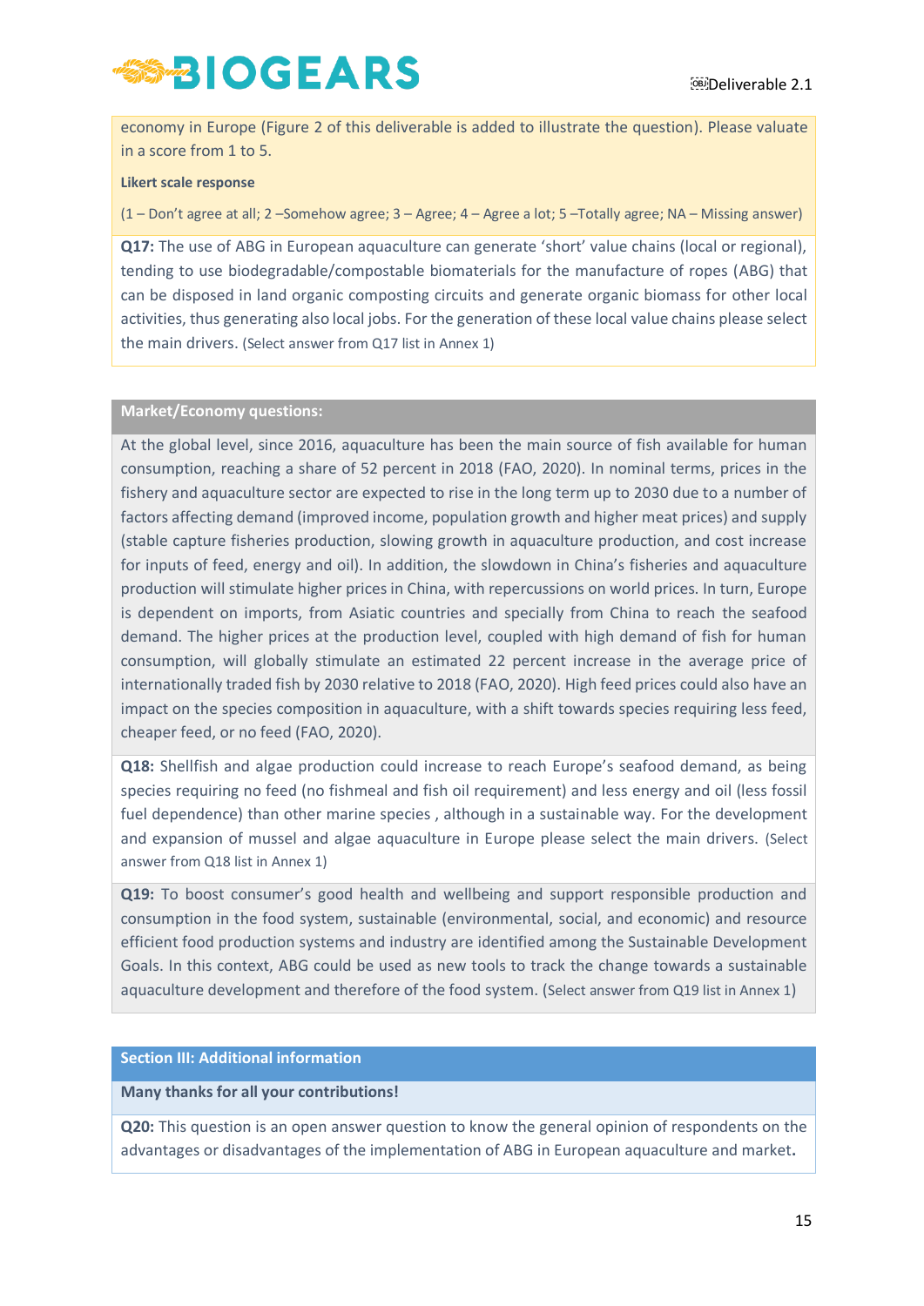economy in Europe (Figure 2 of this deliverable is added to illustrate the question). Please valuate in a score from 1 to 5.

**Likert scale response**

(1 – Don't agree at all; 2 –Somehow agree; 3 – Agree; 4 – Agree a lot; 5 –Totally agree; NA – Missing answer)

**Q17:** The use of ABG in European aquaculture can generate 'short' value chains (local or regional), tending to use biodegradable/compostable biomaterials for the manufacture of ropes (ABG) that can be disposed in land organic composting circuits and generate organic biomass for other local activities, thus generating also local jobs. For the generation of these local value chains please select the main drivers. (Select answer from Q17 list in Annex 1)

**Market/Economy questions:**

At the global level, since 2016, aquaculture has been the main source of fish available for human consumption, reaching a share of 52 percent in 2018 (FAO, 2020). In nominal terms, prices in the fishery and aquaculture sector are expected to rise in the long term up to 2030 due to a number of factors affecting demand (improved income, population growth and higher meat prices) and supply (stable capture fisheries production, slowing growth in aquaculture production, and cost increase for inputs of feed, energy and oil). In addition, the slowdown in China's fisheries and aquaculture production will stimulate higher prices in China, with repercussions on world prices. In turn, Europe is dependent on imports, from Asiatic countries and specially from China to reach the seafood demand. The higher prices at the production level, coupled with high demand of fish for human consumption, will globally stimulate an estimated 22 percent increase in the average price of internationally traded fish by 2030 relative to 2018 (FAO, 2020). High feed prices could also have an impact on the species composition in aquaculture, with a shift towards species requiring less feed, cheaper feed, or no feed (FAO, 2020).

**Q18:** Shellfish and algae production could increase to reach Europe's seafood demand, as being species requiring no feed (no fishmeal and fish oil requirement) and less energy and oil (less fossil fuel dependence) than other marine species , although in a sustainable way. For the development and expansion of mussel and algae aquaculture in Europe please select the main drivers. (Select answer from Q18 list in Annex 1)

**Q19:** To boost consumer's good health and wellbeing and support responsible production and consumption in the food system, sustainable (environmental, social, and economic) and resource efficient food production systems and industry are identified among the Sustainable Development Goals. In this context, ABG could be used as new tools to track the change towards a sustainable aquaculture development and therefore of the food system. (Select answer from Q19 list in Annex 1)

## Section III: Additional information

**Many thanks for all your contributions!**

**Q20:** This question is an open answer question to know the general opinion of respondents on the advantages or disadvantages of the implementation of ABG in European aquaculture and market**.**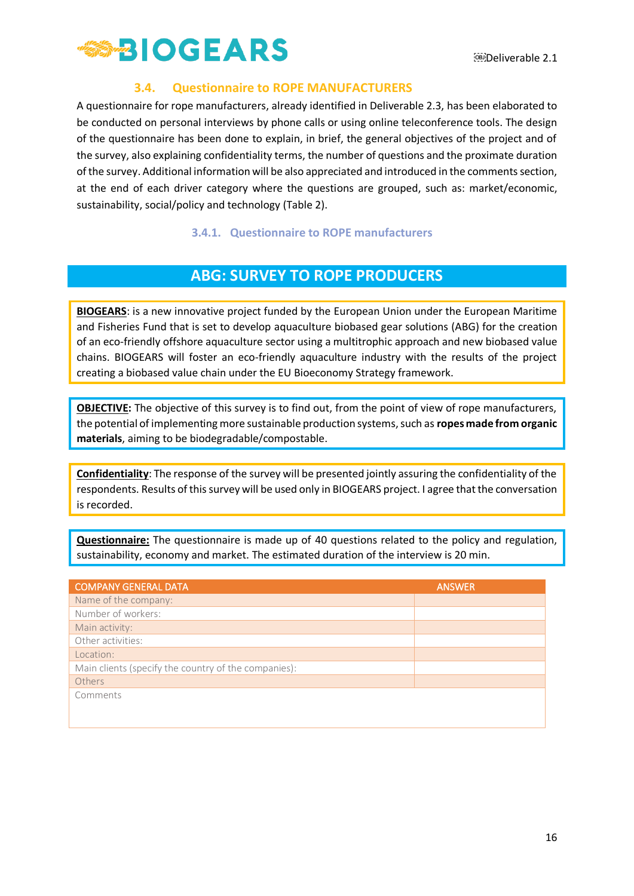### 3.4. Questionnaire to ROPE MANUFACTURERS

A questionnaire for rope manufacturers, already identified in Deliverable 2.3, has been elaborated to be conducted on personal interviews by phone calls or using online teleconference tools. The design of the questionnaire has been done to explain, in brief, the general objectives of the project and of the survey, also explaining confidentiality terms, the number of questions and the proximate duration of the survey. Additional information will be also appreciated and introduced in the comments section, at the end of each driver category where the questions are grouped, such as: market/economic, sustainability, social/policy and technology (Table 2).

#### 3.4.1. Questionnaire to ROPE manufacturers

## ABG: SURVEY TO ROPE PRODUCERS

**BIOGEARS**: is a new innovative project funded by the European Union under the European Maritime and Fisheries Fund that is set to develop aquaculture biobased gear solutions (ABG) for the creation of an eco-friendly offshore aquaculture sector using a multitrophic approach and new biobased value chains. BIOGEARS will foster an eco-friendly aquaculture industry with the results of the project creating a biobased value chain under the EU Bioeconomy Strategy framework.

**OBJECTIVE:** The objective of this survey is to find out, from the point of view of rope manufacturers, the potential of implementing more sustainable production systems, such as **ropes made from organic materials**, aiming to be biodegradable/compostable.

**Confidentiality**: The response of the survey will be presented jointly assuring the confidentiality of the respondents. Results of this survey will be used only in BIOGEARS project. I agree that the conversation is recorded.

**Questionnaire:** The questionnaire is made up of 40 questions related to the policy and regulation, sustainability, economy and market. The estimated duration of the interview is 20 min.

| COMPANY GENERAL DATA | ANSWER |
|---|---|
| Name of the company: | |
| Number of workers: | |
| Main activity: | |
| Other activities: | |
| Location: | |
| Main clients (specify the country of the companies): | |
| Others | |
| Comments | |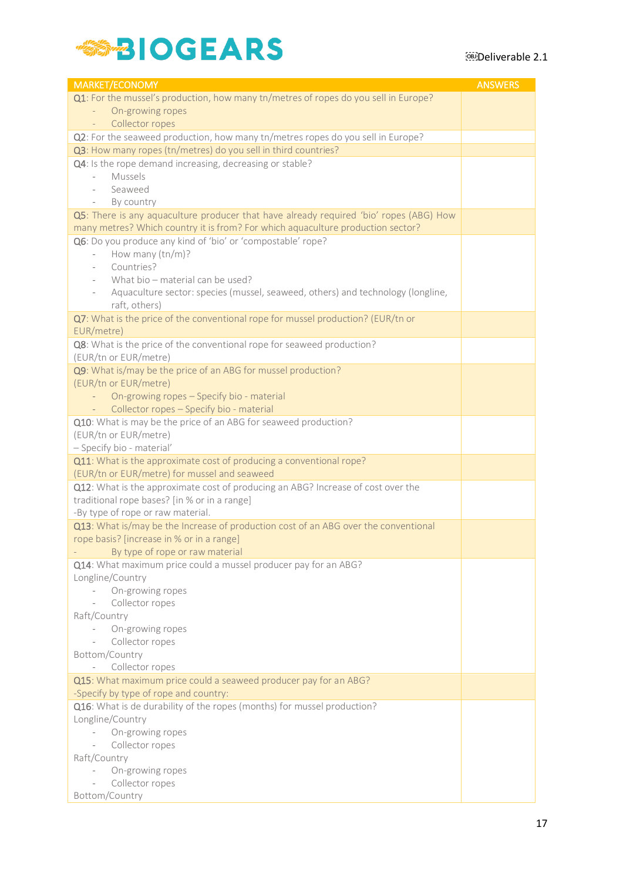| MARKET/ECONOMY | ANSWERS |
|---|---|
| Q1: For the mussel's production, how many tn/metres of ropes do you sell in Europe?<br>- On-growing ropes<br>- Collector ropes | |
| Q2: For the seaweed production, how many tn/metres ropes do you sell in Europe? | |
| Q3: How many ropes (tn/metres) do you sell in third countries? | |
| Q4: Is the rope demand increasing, decreasing or stable?<br>- Mussels<br>- Seaweed<br>- By country | |
| Q5: There is any aquaculture producer that have already required 'bio' ropes (ABG) How many metres? Which country it is from? For which aquaculture production sector? | |
| Q6: Do you produce any kind of 'bio' or 'compostable' rope?<br>- How many (tn/m)?<br>- Countries?<br>- What bio – material can be used?<br>- Aquaculture sector: species (mussel, seaweed, others) and technology (longline, raft, others) | |
| Q7: What is the price of the conventional rope for mussel production? (EUR/tn or EUR/metre) | |
| Q8: What is the price of the conventional rope for seaweed production? (EUR/tn or EUR/metre) | |
| Q9: What is/may be the price of an ABG for mussel production? (EUR/tn or EUR/metre)<br>- On-growing ropes – Specify bio - material<br>- Collector ropes – Specify bio - material | |
| Q10: What is may be the price of an ABG for seaweed production? (EUR/tn or EUR/metre)<br>– Specify bio - material' | |
| Q11: What is the approximate cost of producing a conventional rope? (EUR/tn or EUR/metre) for mussel and seaweed | |
| Q12: What is the approximate cost of producing an ABG? Increase of cost over the traditional rope bases? [in % or in a range]<br>-By type of rope or raw material. | |
| Q13: What is/may be the Increase of production cost of an ABG over the conventional rope basis? [increase in % or in a range]<br>- By type of rope or raw material | |
| Q14: What maximum price could a mussel producer pay for an ABG?<br>Longline/Country<br>- On-growing ropes<br>- Collector ropes<br>Raft/Country<br>- On-growing ropes<br>- Collector ropes<br>Bottom/Country<br>- Collector ropes | |
| Q15: What maximum price could a seaweed producer pay for an ABG?<br>-Specify by type of rope and country: | |
| Q16: What is de durability of the ropes (months) for mussel production?<br>Longline/Country<br>- On-growing ropes<br>- Collector ropes<br>Raft/Country<br>- On-growing ropes<br>- Collector ropes<br>Bottom/Country | |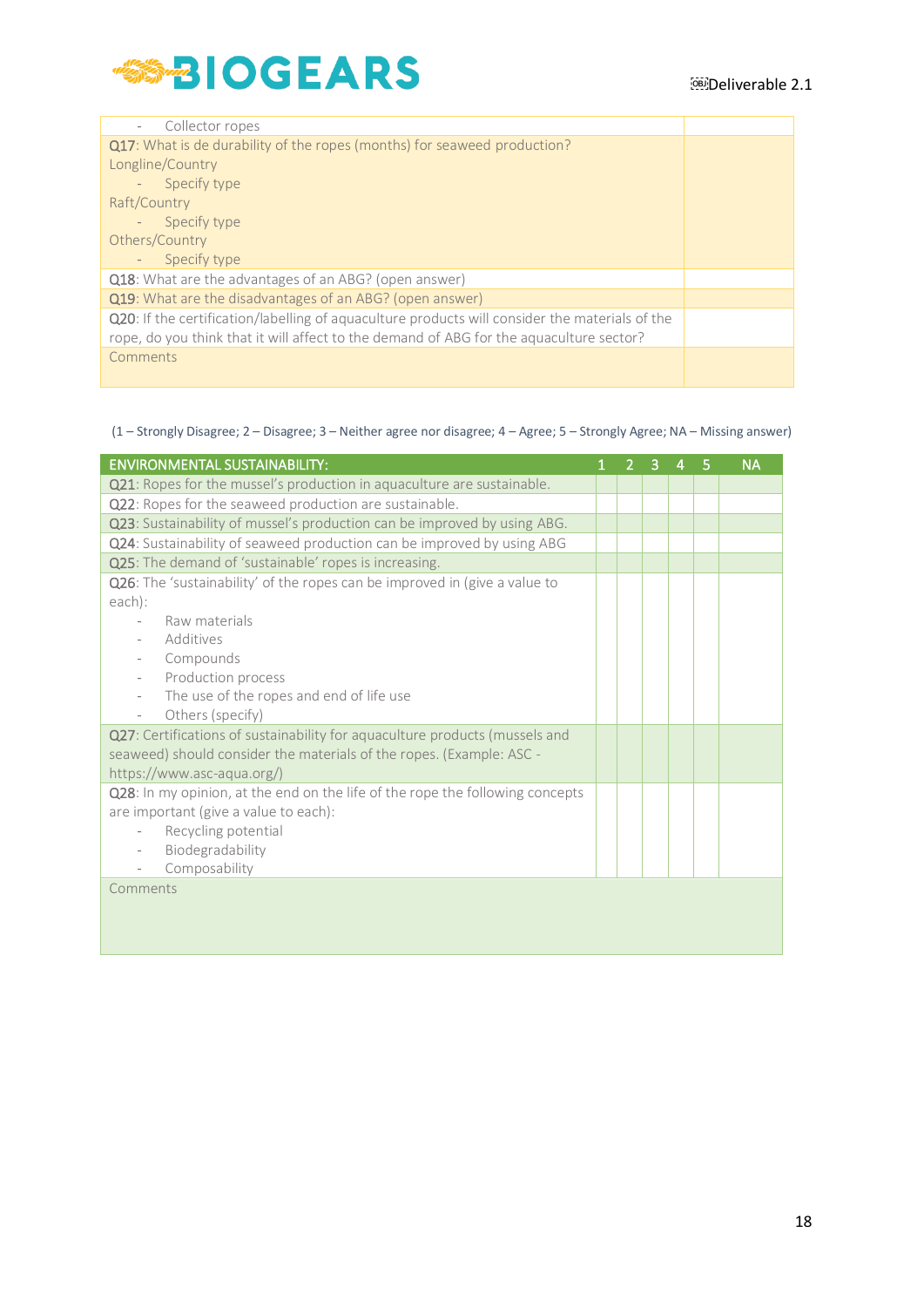| | |
|---|---|
| - Collector ropes | |
| **Q17**: What is de durability of the ropes (months) for seaweed production?<br>Longline/Country<br>- Specify type<br>Raft/Country<br>- Specify type<br>Others/Country<br>- Specify type | |
| **Q18**: What are the advantages of an ABG? (open answer) | |
| **Q19**: What are the disadvantages of an ABG? (open answer) | |
| **Q20**: If the certification/labelling of aquaculture products will consider the materials of the rope, do you think that it will affect to the demand of ABG for the aquaculture sector? | |
| Comments | |

(1 – Strongly Disagree; 2 – Disagree; 3 – Neither agree nor disagree; 4 – Agree; 5 – Strongly Agree; NA – Missing answer)

| ENVIRONMENTAL SUSTAINABILITY: | 1 | 2 | 3 | 4 | 5 | NA |
|---|---|---|---|---|---|---|
| **Q21**: Ropes for the mussel's production in aquaculture are sustainable. | | | | | | |
| **Q22**: Ropes for the seaweed production are sustainable. | | | | | | |
| **Q23**: Sustainability of mussel's production can be improved by using ABG. | | | | | | |
| **Q24**: Sustainability of seaweed production can be improved by using ABG | | | | | | |
| **Q25**: The demand of 'sustainable' ropes is increasing. | | | | | | |
| **Q26**: The 'sustainability' of the ropes can be improved in (give a value to each):<br>- Raw materials<br>- Additives<br>- Compounds<br>- Production process<br>- The use of the ropes and end of life use<br>- Others (specify) | | | | | | |
| **Q27**: Certifications of sustainability for aquaculture products (mussels and seaweed) should consider the materials of the ropes. (Example: ASC - https://www.asc-aqua.org/) | | | | | | |
| **Q28**: In my opinion, at the end on the life of the rope the following concepts are important (give a value to each):<br>- Recycling potential<br>- Biodegradability<br>- Composability | | | | | | |
| Comments | | | | | | |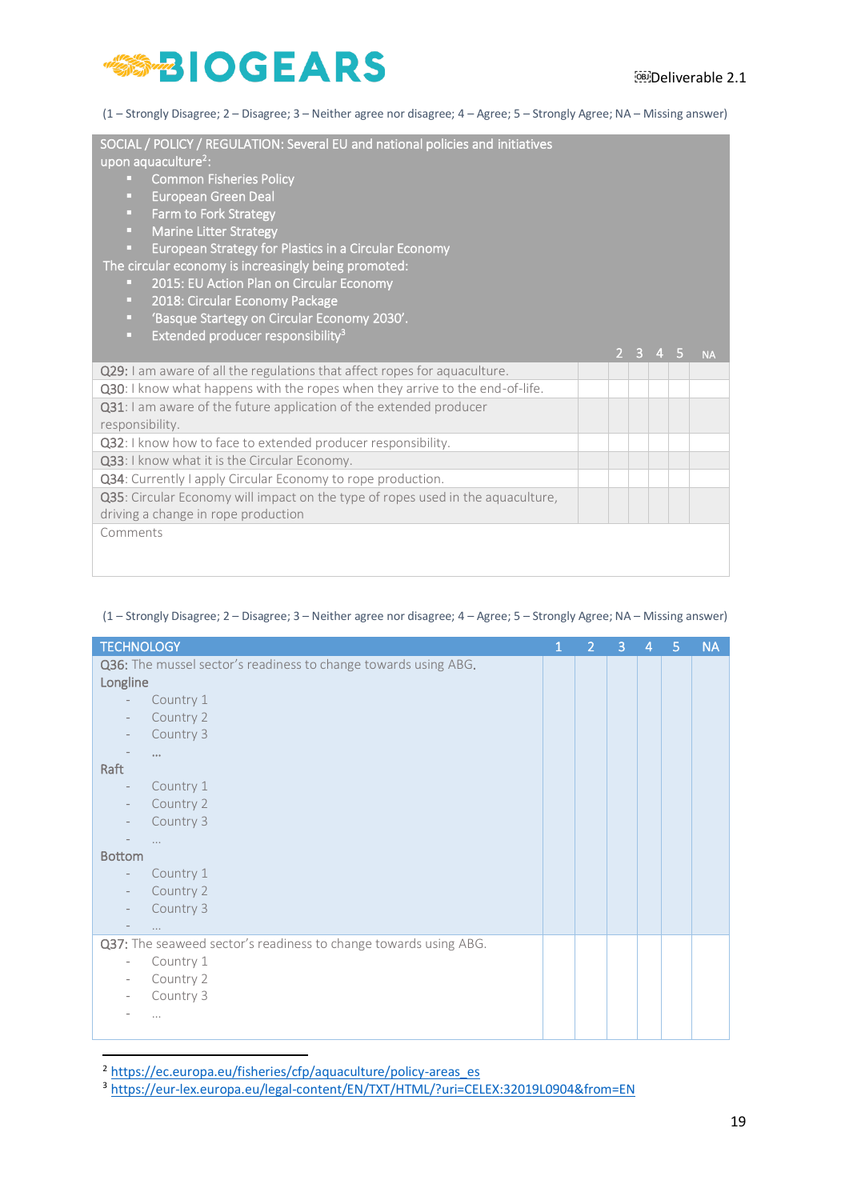(1 – Strongly Disagree; 2 – Disagree; 3 – Neither agree nor disagree; 4 – Agree; 5 – Strongly Agree; NA – Missing answer)

| SOCIAL / POLICY / REGULATION: Several EU and national policies and initiatives upon aquaculture[2]:<br>▪ Common Fisheries Policy<br>▪ European Green Deal<br>▪ Farm to Fork Strategy<br>▪ Marine Litter Strategy<br>▪ European Strategy for Plastics in a Circular Economy<br>The circular economy is increasingly being promoted:<br>▪ 2015: EU Action Plan on Circular Economy<br>▪ 2018: Circular Economy Package<br>▪ 'Basque Startegy on Circular Economy 2030'.<br>▪ Extended producer responsibility[3] | | 2 | 3 | 4 | 5 | NA |
|---|---|---|---|---|---|---|
| Q29: I am aware of all the regulations that affect ropes for aquaculture. | | | | | | |
| Q30: I know what happens with the ropes when they arrive to the end-of-life. | | | | | | |
| Q31: I am aware of the future application of the extended producer responsibility. | | | | | | |
| Q32: I know how to face to extended producer responsibility. | | | | | | |
| Q33: I know what it is the Circular Economy. | | | | | | |
| Q34: Currently I apply Circular Economy to rope production. | | | | | | |
| Q35: Circular Economy will impact on the type of ropes used in the aquaculture, driving a change in rope production | | | | | | |
| Comments | | | | | | |

(1 – Strongly Disagree; 2 – Disagree; 3 – Neither agree nor disagree; 4 – Agree; 5 – Strongly Agree; NA – Missing answer)

| TECHNOLOGY | 1 | 2 | 3 | 4 | 5 | NA |
|---|---|---|---|---|---|---|
| Q36: The mussel sector's readiness to change towards using ABG.<br>**Longline**<br>- Country 1<br>- Country 2<br>- Country 3<br>- ...<br>**Raft**<br>- Country 1<br>- Country 2<br>- Country 3<br>- ...<br>**Bottom**<br>- Country 1<br>- Country 2<br>- Country 3<br>- ... | | | | | | |
| Q37: The seaweed sector's readiness to change towards using ABG.<br>- Country 1<br>- Country 2<br>- Country 3<br>- ... | | | | | | |

[2] https://ec.europa.eu/fisheries/cfp/aquaculture/policy-areas_es

[3] https://eur-lex.europa.eu/legal-content/EN/TXT/HTML/?uri=CELEX:32019L0904&from=EN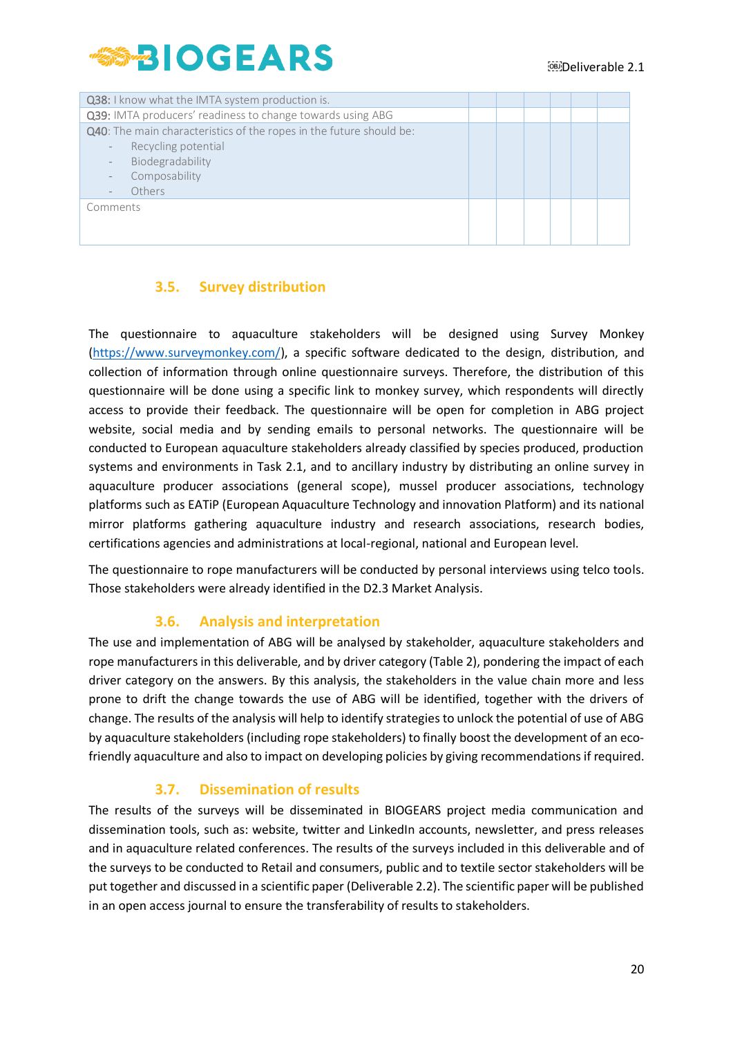| | | | | | | |
|---|---|---|---|---|---|---|
| **Q38:** I know what the IMTA system production is. | | | | | | |
| **Q39:** IMTA producers' readiness to change towards using ABG | | | | | | |
| **Q40:** The main characteristics of the ropes in the future should be:<br>- Recycling potential<br>- Biodegradability<br>- Composability<br>- Others | | | | | | |
| Comments | | | | | | |

### 3.5. Survey distribution

The questionnaire to aquaculture stakeholders will be designed using Survey Monkey (https://www.surveymonkey.com/), a specific software dedicated to the design, distribution, and collection of information through online questionnaire surveys. Therefore, the distribution of this questionnaire will be done using a specific link to monkey survey, which respondents will directly access to provide their feedback. The questionnaire will be open for completion in ABG project website, social media and by sending emails to personal networks. The questionnaire will be conducted to European aquaculture stakeholders already classified by species produced, production systems and environments in Task 2.1, and to ancillary industry by distributing an online survey in aquaculture producer associations (general scope), mussel producer associations, technology platforms such as EATiP (European Aquaculture Technology and innovation Platform) and its national mirror platforms gathering aquaculture industry and research associations, research bodies, certifications agencies and administrations at local-regional, national and European level.

The questionnaire to rope manufacturers will be conducted by personal interviews using telco tools. Those stakeholders were already identified in the D2.3 Market Analysis.

### 3.6. Analysis and interpretation

The use and implementation of ABG will be analysed by stakeholder, aquaculture stakeholders and rope manufacturers in this deliverable, and by driver category (Table 2), pondering the impact of each driver category on the answers. By this analysis, the stakeholders in the value chain more and less prone to drift the change towards the use of ABG will be identified, together with the drivers of change. The results of the analysis will help to identify strategies to unlock the potential of use of ABG by aquaculture stakeholders (including rope stakeholders) to finally boost the development of an eco-friendly aquaculture and also to impact on developing policies by giving recommendations if required.

### 3.7. Dissemination of results

The results of the surveys will be disseminated in BIOGEARS project media communication and dissemination tools, such as: website, twitter and LinkedIn accounts, newsletter, and press releases and in aquaculture related conferences. The results of the surveys included in this deliverable and of the surveys to be conducted to Retail and consumers, public and to textile sector stakeholders will be put together and discussed in a scientific paper (Deliverable 2.2). The scientific paper will be published in an open access journal to ensure the transferability of results to stakeholders.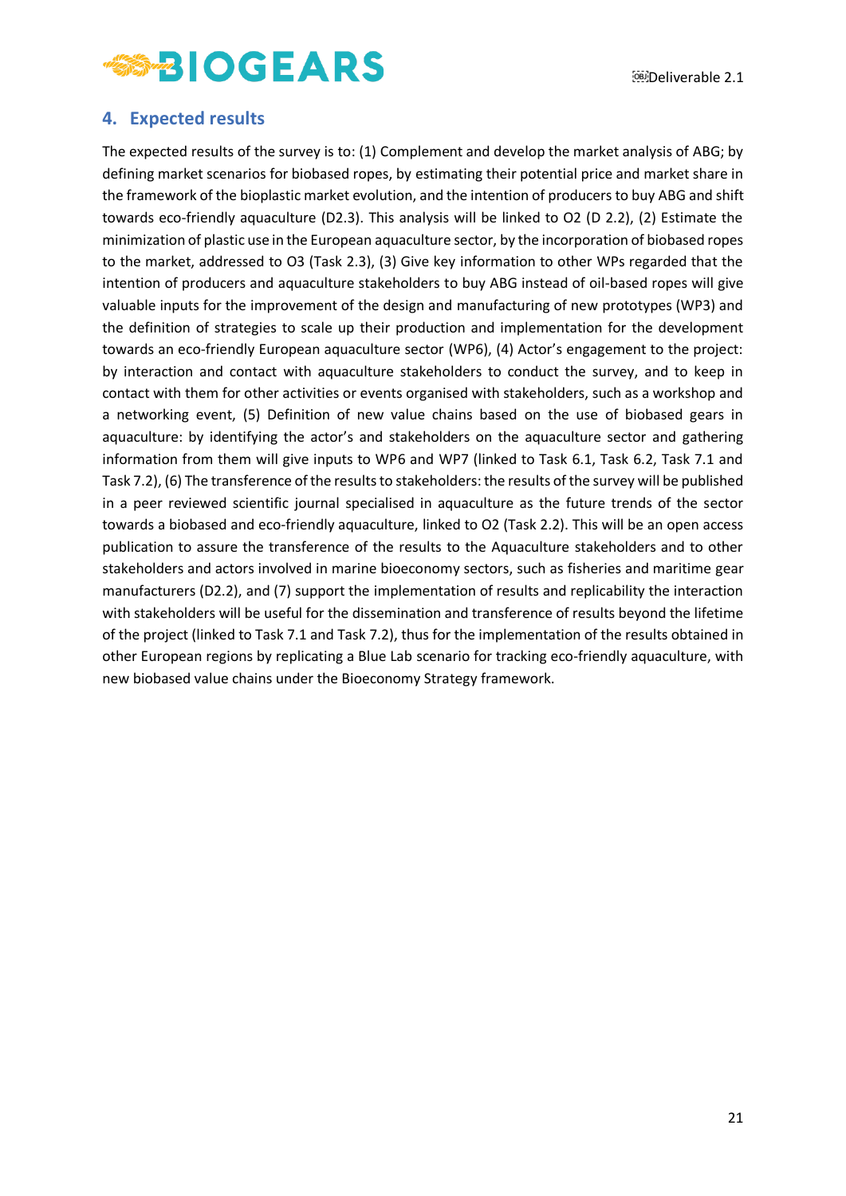## 4. Expected results

The expected results of the survey is to: (1) Complement and develop the market analysis of ABG; by defining market scenarios for biobased ropes, by estimating their potential price and market share in the framework of the bioplastic market evolution, and the intention of producers to buy ABG and shift towards eco-friendly aquaculture (D2.3). This analysis will be linked to O2 (D 2.2), (2) Estimate the minimization of plastic use in the European aquaculture sector, by the incorporation of biobased ropes to the market, addressed to O3 (Task 2.3), (3) Give key information to other WPs regarded that the intention of producers and aquaculture stakeholders to buy ABG instead of oil-based ropes will give valuable inputs for the improvement of the design and manufacturing of new prototypes (WP3) and the definition of strategies to scale up their production and implementation for the development towards an eco-friendly European aquaculture sector (WP6), (4) Actor's engagement to the project: by interaction and contact with aquaculture stakeholders to conduct the survey, and to keep in contact with them for other activities or events organised with stakeholders, such as a workshop and a networking event, (5) Definition of new value chains based on the use of biobased gears in aquaculture: by identifying the actor's and stakeholders on the aquaculture sector and gathering information from them will give inputs to WP6 and WP7 (linked to Task 6.1, Task 6.2, Task 7.1 and Task 7.2), (6) The transference of the results to stakeholders: the results of the survey will be published in a peer reviewed scientific journal specialised in aquaculture as the future trends of the sector towards a biobased and eco-friendly aquaculture, linked to O2 (Task 2.2). This will be an open access publication to assure the transference of the results to the Aquaculture stakeholders and to other stakeholders and actors involved in marine bioeconomy sectors, such as fisheries and maritime gear manufacturers (D2.2), and (7) support the implementation of results and replicability the interaction with stakeholders will be useful for the dissemination and transference of results beyond the lifetime of the project (linked to Task 7.1 and Task 7.2), thus for the implementation of the results obtained in other European regions by replicating a Blue Lab scenario for tracking eco-friendly aquaculture, with new biobased value chains under the Bioeconomy Strategy framework.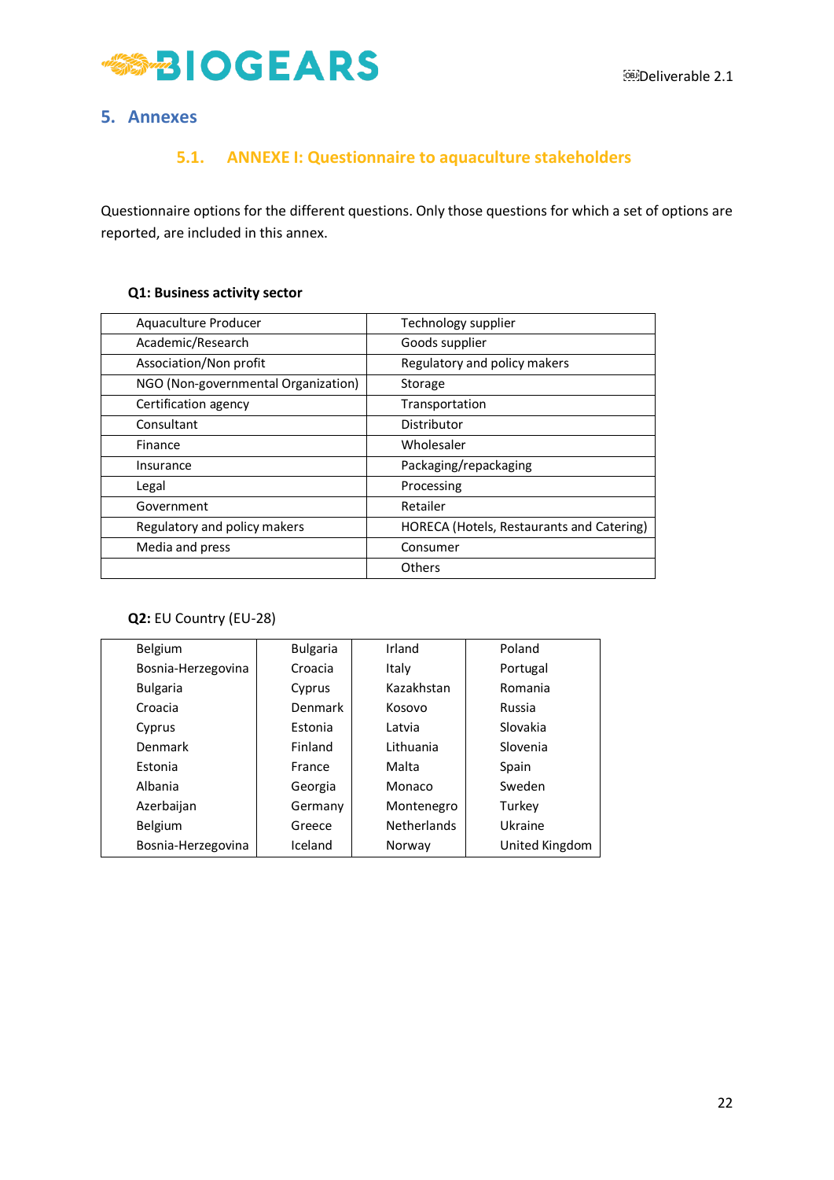# 5. Annexes

## 5.1. ANNEXE I: Questionnaire to aquaculture stakeholders

Questionnaire options for the different questions. Only those questions for which a set of options are reported, are included in this annex.

**Q1: Business activity sector**

| | |
|---|---|
| Aquaculture Producer | Technology supplier |
| Academic/Research | Goods supplier |
| Association/Non profit | Regulatory and policy makers |
| NGO (Non-governmental Organization) | Storage |
| Certification agency | Transportation |
| Consultant | Distributor |
| Finance | Wholesaler |
| Insurance | Packaging/repackaging |
| Legal | Processing |
| Government | Retailer |
| Regulatory and policy makers | HORECA (Hotels, Restaurants and Catering) |
| Media and press | Consumer |
| | Others |

**Q2:** EU Country (EU-28)

| | | | |
|---|---|---|---|
| Belgium | Bulgaria | Irland | Poland |
| Bosnia-Herzegovina | Croacia | Italy | Portugal |
| Bulgaria | Cyprus | Kazakhstan | Romania |
| Croacia | Denmark | Kosovo | Russia |
| Cyprus | Estonia | Latvia | Slovakia |
| Denmark | Finland | Lithuania | Slovenia |
| Estonia | France | Malta | Spain |
| Albania | Georgia | Monaco | Sweden |
| Azerbaijan | Germany | Montenegro | Turkey |
| Belgium | Greece | Netherlands | Ukraine |
| Bosnia-Herzegovina | Iceland | Norway | United Kingdom |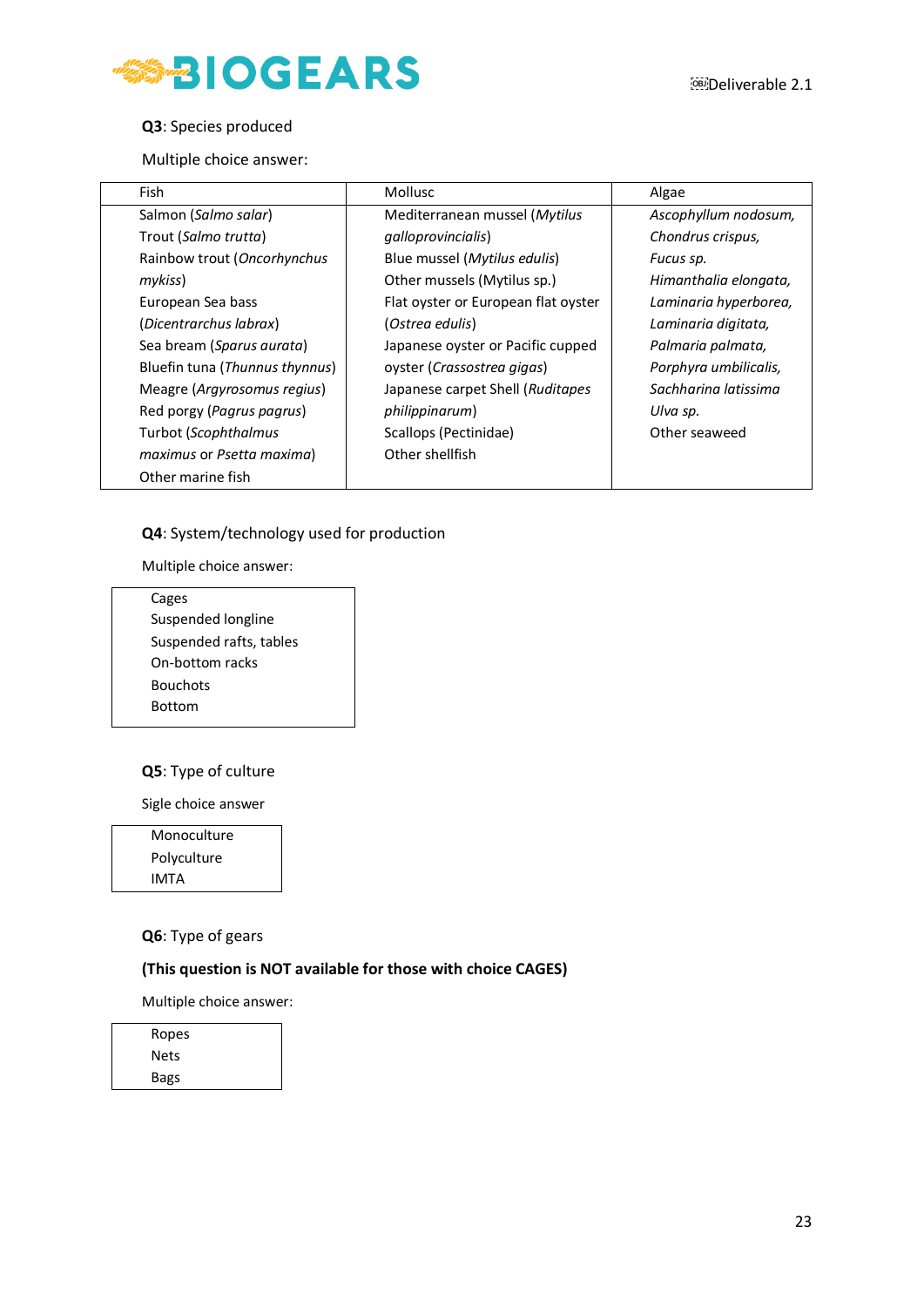**Q3**: Species produced

Multiple choice answer:

| Fish | Mollusc | Algae |
|---|---|---|
| Salmon (*Salmo salar*)<br>Trout (*Salmo trutta*)<br>Rainbow trout (*Oncorhynchus mykiss*)<br>European Sea bass (*Dicentrarchus labrax*)<br>Sea bream (*Sparus aurata*)<br>Bluefin tuna (*Thunnus thynnus*)<br>Meagre (*Argyrosomus regius*)<br>Red porgy (*Pagrus pagrus*)<br>Turbot (*Scophthalmus maximus* or *Psetta maxima*)<br>Other marine fish | Mediterranean mussel (*Mytilus galloprovincialis*)<br>Blue mussel (*Mytilus edulis*)<br>Other mussels (Mytilus sp.)<br>Flat oyster or European flat oyster (*Ostrea edulis*)<br>Japanese oyster or Pacific cupped oyster (*Crassostrea gigas*)<br>Japanese carpet Shell (*Ruditapes philippinarum*)<br>Scallops (Pectinidae)<br>Other shellfish | *Ascophyllum nodosum,*<br>*Chondrus crispus,*<br>*Fucus sp.*<br>*Himanthalia elongata,*<br>*Laminaria hyperborea,*<br>*Laminaria digitata,*<br>*Palmaria palmata,*<br>*Porphyra umbilicalis,*<br>*Sachharina latissima*<br>*Ulva sp.*<br>Other seaweed |

**Q4**: System/technology used for production

Multiple choice answer:

| |
|---|
| Cages<br>Suspended longline<br>Suspended rafts, tables<br>On-bottom racks<br>Bouchots<br>Bottom |

**Q5**: Type of culture

Sigle choice answer

| |
|---|
| Monoculture<br>Polyculture<br>IMTA |

**Q6**: Type of gears

**(This question is NOT available for those with choice CAGES)**

Multiple choice answer:

| |
|---|
| Ropes<br>Nets<br>Bags |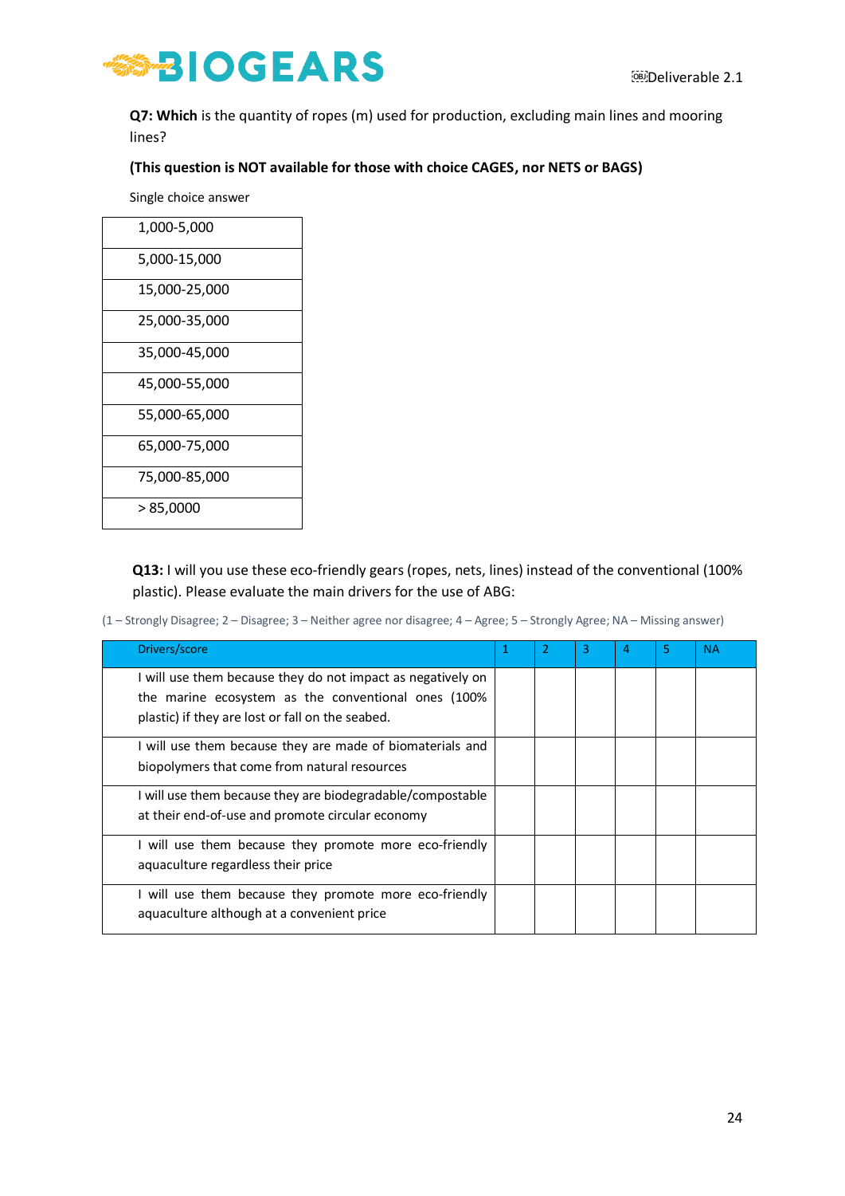**Q7: Which** is the quantity of ropes (m) used for production, excluding main lines and mooring lines?

**(This question is NOT available for those with choice CAGES, nor NETS or BAGS)**

Single choice answer

| |
|---|
| 1,000-5,000 |
| 5,000-15,000 |
| 15,000-25,000 |
| 25,000-35,000 |
| 35,000-45,000 |
| 45,000-55,000 |
| 55,000-65,000 |
| 65,000-75,000 |
| 75,000-85,000 |
| > 85,0000 |

**Q13:** I will you use these eco-friendly gears (ropes, nets, lines) instead of the conventional (100% plastic). Please evaluate the main drivers for the use of ABG:

(1 – Strongly Disagree; 2 – Disagree; 3 – Neither agree nor disagree; 4 – Agree; 5 – Strongly Agree; NA – Missing answer)

| Drivers/score | 1 | 2 | 3 | 4 | 5 | NA |
|---|---|---|---|---|---|---|
| I will use them because they do not impact as negatively on the marine ecosystem as the conventional ones (100% plastic) if they are lost or fall on the seabed. | | | | | | |
| I will use them because they are made of biomaterials and biopolymers that come from natural resources | | | | | | |
| I will use them because they are biodegradable/compostable at their end-of-use and promote circular economy | | | | | | |
| I will use them because they promote more eco-friendly aquaculture regardless their price | | | | | | |
| I will use them because they promote more eco-friendly aquaculture although at a convenient price | | | | | | |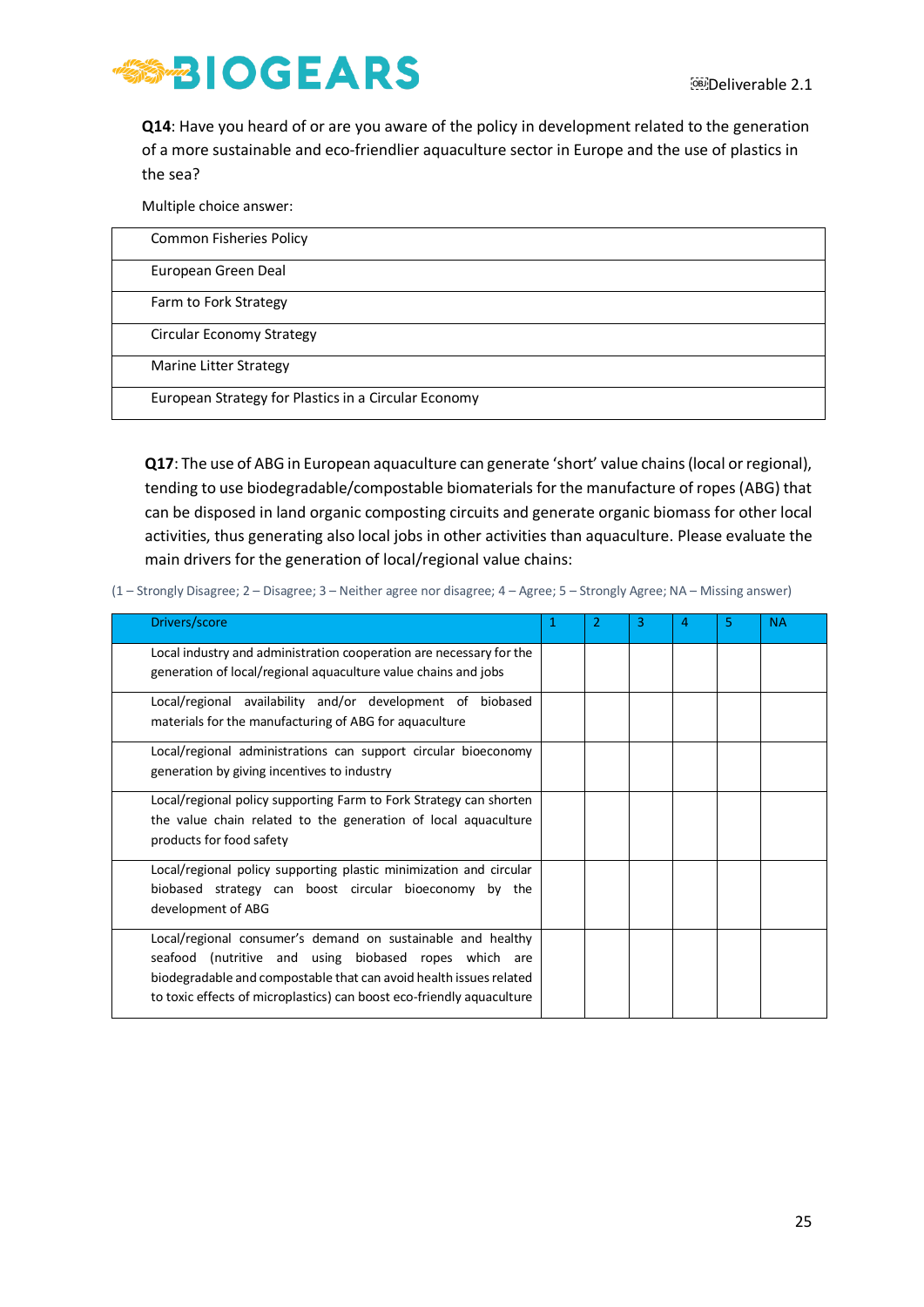**Q14**: Have you heard of or are you aware of the policy in development related to the generation of a more sustainable and eco-friendlier aquaculture sector in Europe and the use of plastics in the sea?

Multiple choice answer:

| |
|---|
| Common Fisheries Policy |
| European Green Deal |
| Farm to Fork Strategy |
| Circular Economy Strategy |
| Marine Litter Strategy |
| European Strategy for Plastics in a Circular Economy |

**Q17**: The use of ABG in European aquaculture can generate 'short' value chains (local or regional), tending to use biodegradable/compostable biomaterials for the manufacture of ropes (ABG) that can be disposed in land organic composting circuits and generate organic biomass for other local activities, thus generating also local jobs in other activities than aquaculture. Please evaluate the main drivers for the generation of local/regional value chains:

(1 – Strongly Disagree; 2 – Disagree; 3 – Neither agree nor disagree; 4 – Agree; 5 – Strongly Agree; NA – Missing answer)

| Drivers/score | 1 | 2 | 3 | 4 | 5 | NA |
|---|---|---|---|---|---|---|
| Local industry and administration cooperation are necessary for the generation of local/regional aquaculture value chains and jobs | | | | | | |
| Local/regional availability and/or development of biobased materials for the manufacturing of ABG for aquaculture | | | | | | |
| Local/regional administrations can support circular bioeconomy generation by giving incentives to industry | | | | | | |
| Local/regional policy supporting Farm to Fork Strategy can shorten the value chain related to the generation of local aquaculture products for food safety | | | | | | |
| Local/regional policy supporting plastic minimization and circular biobased strategy can boost circular bioeconomy by the development of ABG | | | | | | |
| Local/regional consumer's demand on sustainable and healthy seafood (nutritive and using biobased ropes which are biodegradable and compostable that can avoid health issues related to toxic effects of microplastics) can boost eco-friendly aquaculture | | | | | | |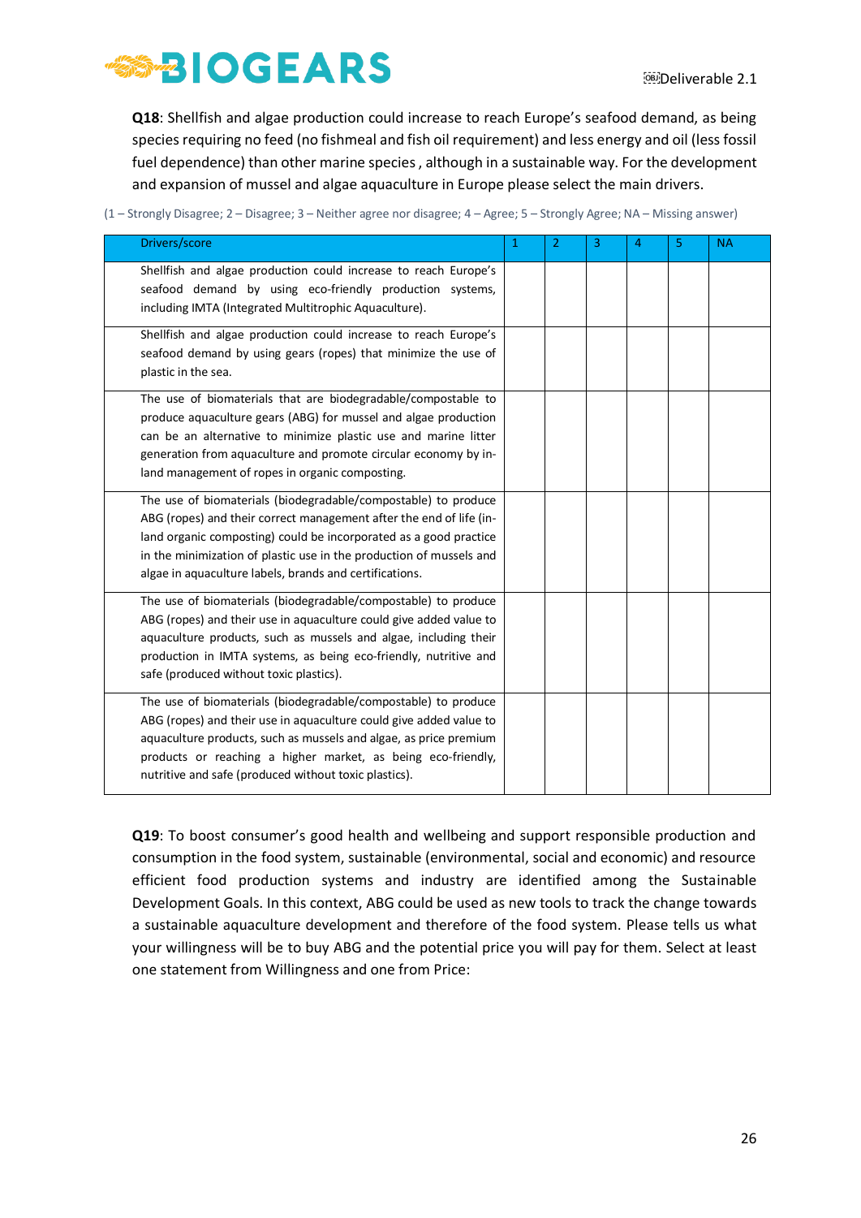**Q18**: Shellfish and algae production could increase to reach Europe's seafood demand, as being species requiring no feed (no fishmeal and fish oil requirement) and less energy and oil (less fossil fuel dependence) than other marine species , although in a sustainable way. For the development and expansion of mussel and algae aquaculture in Europe please select the main drivers.

(1 – Strongly Disagree; 2 – Disagree; 3 – Neither agree nor disagree; 4 – Agree; 5 – Strongly Agree; NA – Missing answer)

| Drivers/score | 1 | 2 | 3 | 4 | 5 | NA |
|---|---|---|---|---|---|---|
| Shellfish and algae production could increase to reach Europe's seafood demand by using eco-friendly production systems, including IMTA (Integrated Multitrophic Aquaculture). | | | | | | |
| Shellfish and algae production could increase to reach Europe's seafood demand by using gears (ropes) that minimize the use of plastic in the sea. | | | | | | |
| The use of biomaterials that are biodegradable/compostable to produce aquaculture gears (ABG) for mussel and algae production can be an alternative to minimize plastic use and marine litter generation from aquaculture and promote circular economy by in-land management of ropes in organic composting. | | | | | | |
| The use of biomaterials (biodegradable/compostable) to produce ABG (ropes) and their correct management after the end of life (in-land organic composting) could be incorporated as a good practice in the minimization of plastic use in the production of mussels and algae in aquaculture labels, brands and certifications. | | | | | | |
| The use of biomaterials (biodegradable/compostable) to produce ABG (ropes) and their use in aquaculture could give added value to aquaculture products, such as mussels and algae, including their production in IMTA systems, as being eco-friendly, nutritive and safe (produced without toxic plastics). | | | | | | |
| The use of biomaterials (biodegradable/compostable) to produce ABG (ropes) and their use in aquaculture could give added value to aquaculture products, such as mussels and algae, as price premium products or reaching a higher market, as being eco-friendly, nutritive and safe (produced without toxic plastics). | | | | | | |

**Q19**: To boost consumer's good health and wellbeing and support responsible production and consumption in the food system, sustainable (environmental, social and economic) and resource efficient food production systems and industry are identified among the Sustainable Development Goals. In this context, ABG could be used as new tools to track the change towards a sustainable aquaculture development and therefore of the food system. Please tells us what your willingness will be to buy ABG and the potential price you will pay for them. Select at least one statement from Willingness and one from Price: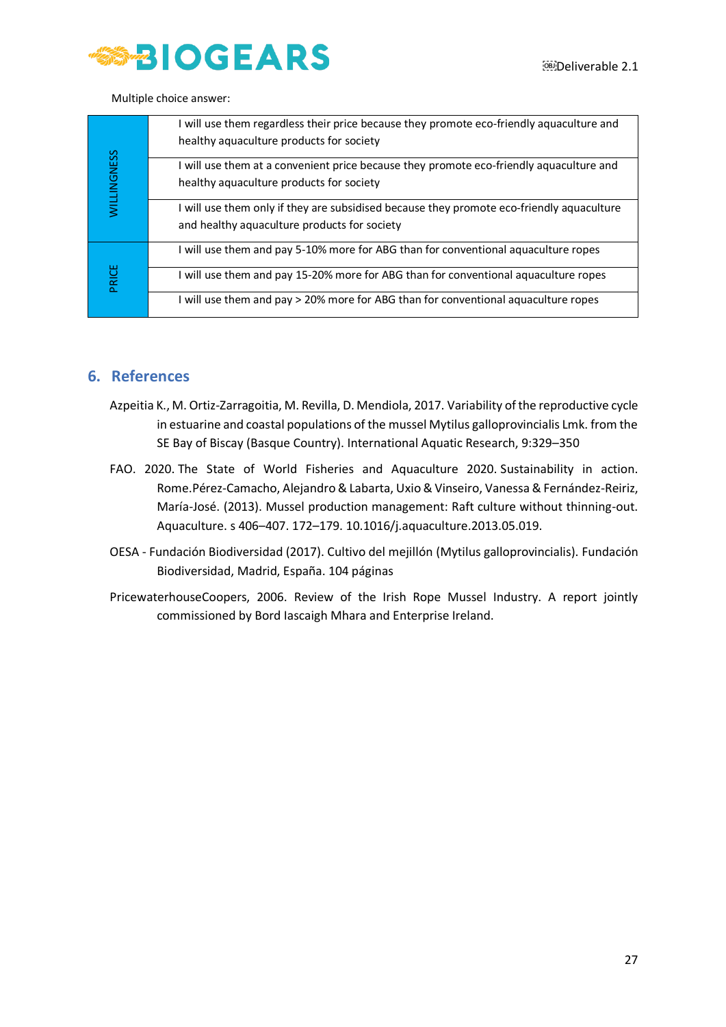Multiple choice answer:

| | |
|---|---|
| WILLINGNESS | I will use them regardless their price because they promote eco-friendly aquaculture and healthy aquaculture products for society |
| | I will use them at a convenient price because they promote eco-friendly aquaculture and healthy aquaculture products for society |
| | I will use them only if they are subsidised because they promote eco-friendly aquaculture and healthy aquaculture products for society |
| PRICE | I will use them and pay 5-10% more for ABG than for conventional aquaculture ropes |
| | I will use them and pay 15-20% more for ABG than for conventional aquaculture ropes |
| | I will use them and pay > 20% more for ABG than for conventional aquaculture ropes |

## 6. References

Azpeitia K., M. Ortiz-Zarragoitia, M. Revilla, D. Mendiola, 2017. Variability of the reproductive cycle in estuarine and coastal populations of the mussel Mytilus galloprovincialis Lmk. from the SE Bay of Biscay (Basque Country). International Aquatic Research, 9:329–350

FAO. 2020. The State of World Fisheries and Aquaculture 2020. Sustainability in action. Rome.Pérez-Camacho, Alejandro & Labarta, Uxio & Vinseiro, Vanessa & Fernández-Reiriz, María-José. (2013). Mussel production management: Raft culture without thinning-out. Aquaculture. s 406–407. 172–179. 10.1016/j.aquaculture.2013.05.019.

OESA - Fundación Biodiversidad (2017). Cultivo del mejillón (Mytilus galloprovincialis). Fundación Biodiversidad, Madrid, España. 104 páginas

PricewaterhouseCoopers, 2006. Review of the Irish Rope Mussel Industry. A report jointly commissioned by Bord Iascaigh Mhara and Enterprise Ireland.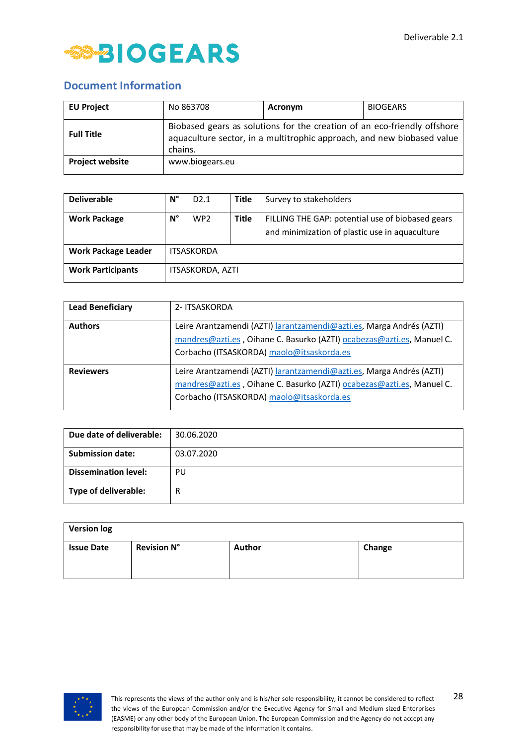## Document Information

| EU Project | No 863708 | Acronym | BIOGEARS |
|---|---|---|---|
| Full Title | Biobased gears as solutions for the creation of an eco-friendly offshore aquaculture sector, in a multitrophic approach, and new biobased value chains. | | |
| Project website | www.biogears.eu | | |

| Deliverable | N° | D2.1 | Title | Survey to stakeholders |
|---|---|---|---|---|
| Work Package | N° | WP2 | Title | FILLING THE GAP: potential use of biobased gears and minimization of plastic use in aquaculture |
| Work Package Leader | ITSASKORDA | | | |
| Work Participants | ITSASKORDA, AZTI | | | |

| Lead Beneficiary | 2- ITSASKORDA |
|---|---|
| Authors | Leire Arantzamendi (AZTI) larantzamendi@azti.es, Marga Andrés (AZTI) mandres@azti.es , Oihane C. Basurko (AZTI) ocabezas@azti.es, Manuel C. Corbacho (ITSASKORDA) maolo@itsaskorda.es |
| Reviewers | Leire Arantzamendi (AZTI) larantzamendi@azti.es, Marga Andrés (AZTI) mandres@azti.es , Oihane C. Basurko (AZTI) ocabezas@azti.es, Manuel C. Corbacho (ITSASKORDA) maolo@itsaskorda.es |

| Due date of deliverable: | 30.06.2020 |
|---|---|
| Submission date: | 03.07.2020 |
| Dissemination level: | PU |
| Type of deliverable: | R |

| Version log | | | |
|---|---|---|---|
| Issue Date | Revision N° | Author | Change |
| | | | |

This represents the views of the author only and is his/her sole responsibility; it cannot be considered to reflect the views of the European Commission and/or the Executive Agency for Small and Medium-sized Enterprises (EASME) or any other body of the European Union. The European Commission and the Agency do not accept any responsibility for use that may be made of the information it contains.